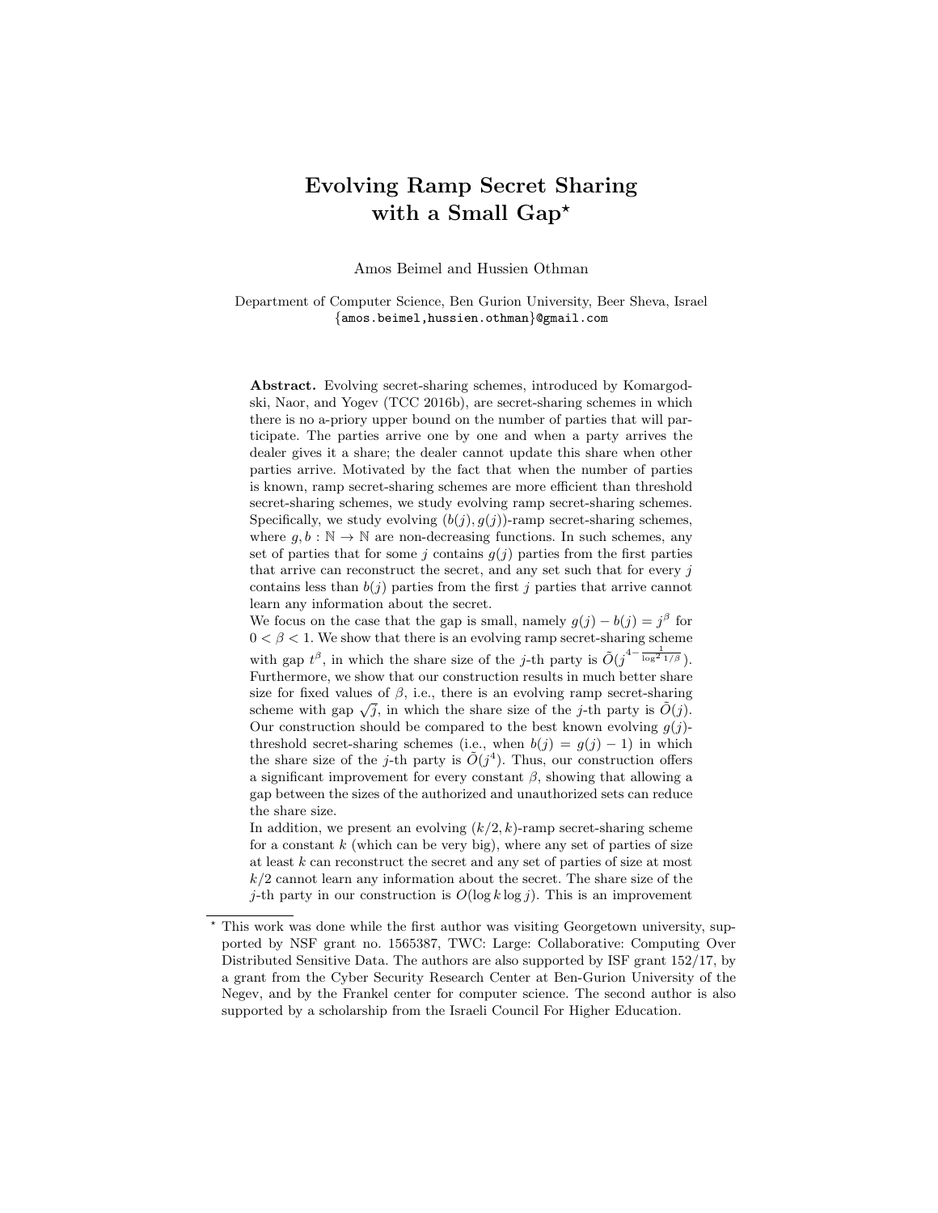# Evolving Ramp Secret Sharing with a Small Gap*

Amos Beimel and Hussien Othman

Department of Computer Science, Ben Gurion University, Beer Sheva, Israel
{amos.beimel,hussien.othman}@gmail.com

**Abstract.** Evolving secret-sharing schemes, introduced by Komargodski, Naor, and Yogev (TCC 2016b), are secret-sharing schemes in which there is no a-priory upper bound on the number of parties that will participate. The parties arrive one by one and when a party arrives the dealer gives it a share; the dealer cannot update this share when other parties arrive. Motivated by the fact that when the number of parties is known, ramp secret-sharing schemes are more efficient than threshold secret-sharing schemes, we study evolving ramp secret-sharing schemes. Specifically, we study evolving $(b(j), g(j))$-ramp secret-sharing schemes, where $g, b : \mathbb{N} \to \mathbb{N}$ are non-decreasing functions. In such schemes, any set of parties that for some $j$ contains $g(j)$ parties from the first parties that arrive can reconstruct the secret, and any set such that for every $j$ contains less than $b(j)$ parties from the first $j$ parties that arrive cannot learn any information about the secret.

We focus on the case that the gap is small, namely $g(j) - b(j) = j^{\beta}$ for $0 < \beta < 1$. We show that there is an evolving ramp secret-sharing scheme with gap $t^{\beta}$, in which the share size of the $j$-th party is $\tilde{O}(j^{4-\frac{1}{\log^2 1/\beta}})$. Furthermore, we show that our construction results in much better share size for fixed values of $\beta$, i.e., there is an evolving ramp secret-sharing scheme with gap $\sqrt{j}$, in which the share size of the $j$-th party is $\tilde{O}(j)$. Our construction should be compared to the best known evolving $g(j)$-threshold secret-sharing schemes (i.e., when $b(j) = g(j) - 1$) in which the share size of the $j$-th party is $\tilde{O}(j^4)$. Thus, our construction offers a significant improvement for every constant $\beta$, showing that allowing a gap between the sizes of the authorized and unauthorized sets can reduce the share size.

In addition, we present an evolving $(k/2, k)$-ramp secret-sharing scheme for a constant $k$ (which can be very big), where any set of parties of size at least $k$ can reconstruct the secret and any set of parties of size at most $k/2$ cannot learn any information about the secret. The share size of the $j$-th party in our construction is $O(\log k \log j)$. This is an improvement

---

* This work was done while the first author was visiting Georgetown university, supported by NSF grant no. 1565387, TWC: Large: Collaborative: Computing Over Distributed Sensitive Data. The authors are also supported by ISF grant 152/17, by a grant from the Cyber Security Research Center at Ben-Gurion University of the Negev, and by the Frankel center for computer science. The second author is also supported by a scholarship from the Israeli Council For Higher Education.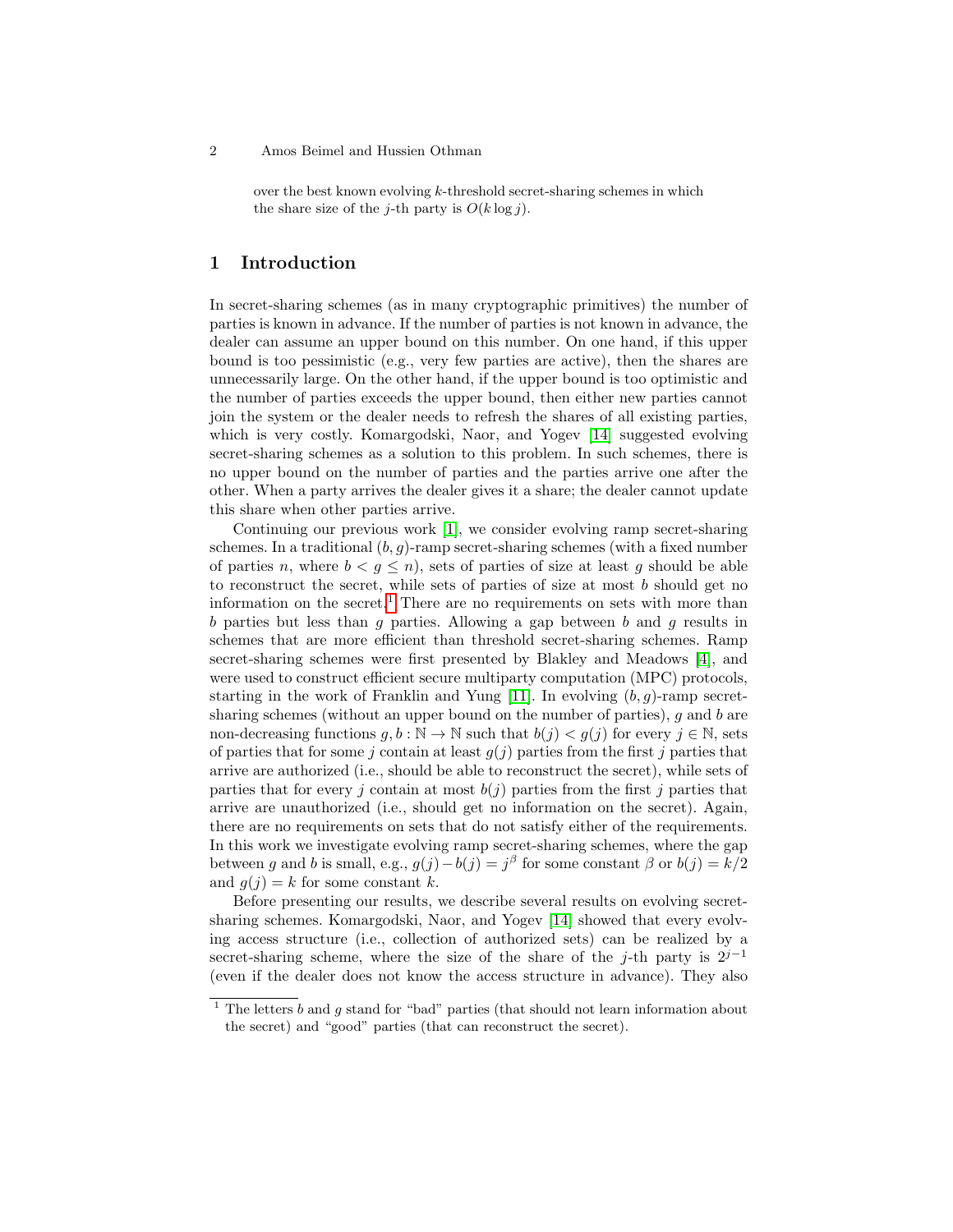over the best known evolving $k$-threshold secret-sharing schemes in which the share size of the $j$-th party is $O(k \log j)$.

## 1 Introduction

In secret-sharing schemes (as in many cryptographic primitives) the number of parties is known in advance. If the number of parties is not known in advance, the dealer can assume an upper bound on this number. On one hand, if this upper bound is too pessimistic (e.g., very few parties are active), then the shares are unnecessarily large. On the other hand, if the upper bound is too optimistic and the number of parties exceeds the upper bound, then either new parties cannot join the system or the dealer needs to refresh the shares of all existing parties, which is very costly. Komargodski, Naor, and Yogev [14] suggested evolving secret-sharing schemes as a solution to this problem. In such schemes, there is no upper bound on the number of parties and the parties arrive one after the other. When a party arrives the dealer gives it a share; the dealer cannot update this share when other parties arrive.

Continuing our previous work [1], we consider evolving ramp secret-sharing schemes. In a traditional $(b, g)$-ramp secret-sharing schemes (with a fixed number of parties $n$, where $b < g \leq n$), sets of parties of size at least $g$ should be able to reconstruct the secret, while sets of parties of size at most $b$ should get no information on the secret.[1] There are no requirements on sets with more than $b$ parties but less than $g$ parties. Allowing a gap between $b$ and $g$ results in schemes that are more efficient than threshold secret-sharing schemes. Ramp secret-sharing schemes were first presented by Blakley and Meadows [4], and were used to construct efficient secure multiparty computation (MPC) protocols, starting in the work of Franklin and Yung [11]. In evolving $(b, g)$-ramp secret-sharing schemes (without an upper bound on the number of parties), $g$ and $b$ are non-decreasing functions $g, b : \mathbb{N} \to \mathbb{N}$ such that $b(j) < g(j)$ for every $j \in \mathbb{N}$, sets of parties that for some $j$ contain at least $g(j)$ parties from the first $j$ parties that arrive are authorized (i.e., should be able to reconstruct the secret), while sets of parties that for every $j$ contain at most $b(j)$ parties from the first $j$ parties that arrive are unauthorized (i.e., should get no information on the secret). Again, there are no requirements on sets that do not satisfy either of the requirements. In this work we investigate evolving ramp secret-sharing schemes, where the gap between $g$ and $b$ is small, e.g., $g(j) - b(j) = j^{\beta}$ for some constant $\beta$ or $b(j) = k/2$ and $g(j) = k$ for some constant $k$.

Before presenting our results, we describe several results on evolving secret-sharing schemes. Komargodski, Naor, and Yogev [14] showed that every evolving access structure (i.e., collection of authorized sets) can be realized by a secret-sharing scheme, where the size of the share of the $j$-th party is $2^{j-1}$ (even if the dealer does not know the access structure in advance). They also

[1] The letters $b$ and $g$ stand for "bad" parties (that should not learn information about the secret) and "good" parties (that can reconstruct the secret).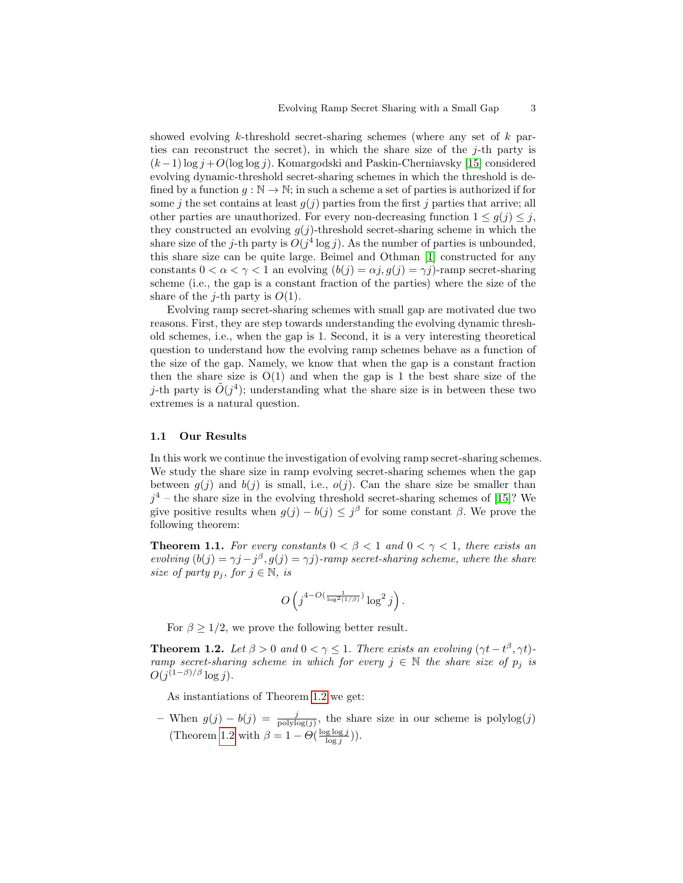showed evolving $k$-threshold secret-sharing schemes (where any set of $k$ parties can reconstruct the secret), in which the share size of the $j$-th party is $(k-1)\log j + O(\log\log j)$. Komargodski and Paskin-Cherniavsky [15] considered evolving dynamic-threshold secret-sharing schemes in which the threshold is defined by a function $g : \mathbb{N} \to \mathbb{N}$; in such a scheme a set of parties is authorized if for some $j$ the set contains at least $g(j)$ parties from the first $j$ parties that arrive; all other parties are unauthorized. For every non-decreasing function $1 \leq g(j) \leq j$, they constructed an evolving $g(j)$-threshold secret-sharing scheme in which the share size of the $j$-th party is $O(j^4 \log j)$. As the number of parties is unbounded, this share size can be quite large. Beimel and Othman [1] constructed for any constants $0 < \alpha < \gamma < 1$ an evolving $(b(j) = \alpha j, g(j) = \gamma j)$-ramp secret-sharing scheme (i.e., the gap is a constant fraction of the parties) where the size of the share of the $j$-th party is $O(1)$.

Evolving ramp secret-sharing schemes with small gap are motivated due two reasons. First, they are step towards understanding the evolving dynamic threshold schemes, i.e., when the gap is 1. Second, it is a very interesting theoretical question to understand how the evolving ramp schemes behave as a function of the size of the gap. Namely, we know that when the gap is a constant fraction then the share size is O(1) and when the gap is 1 the best share size of the $j$-th party is $\tilde{O}(j^4)$; understanding what the share size is in between these two extremes is a natural question.

### 1.1 Our Results

In this work we continue the investigation of evolving ramp secret-sharing schemes. We study the share size in ramp evolving secret-sharing schemes when the gap between $g(j)$ and $b(j)$ is small, i.e., $o(j)$. Can the share size be smaller than $j^4$ – the share size in the evolving threshold secret-sharing schemes of [15]? We give positive results when $g(j) - b(j) \leq j^\beta$ for some constant $\beta$. We prove the following theorem:

**Theorem 1.1.** *For every constants $0 < \beta < 1$ and $0 < \gamma < 1$, there exists an evolving $(b(j) = \gamma j - j^\beta, g(j) = \gamma j)$-ramp secret-sharing scheme, where the share size of party $p_j$, for $j \in \mathbb{N}$, is*

$$O\left(j^{4 - O(\frac{1}{\log^2(1/\beta)})} \log^2 j\right).$$

For $\beta \geq 1/2$, we prove the following better result.

**Theorem 1.2.** *Let $\beta > 0$ and $0 < \gamma \leq 1$. There exists an evolving $(\gamma t - t^\beta, \gamma t)$-ramp secret-sharing scheme in which for every $j \in \mathbb{N}$ the share size of $p_j$ is $O(j^{(1-\beta)/\beta} \log j)$.*

As instantiations of Theorem 1.2 we get:

- When $g(j) - b(j) = \frac{j}{\text{polylog}(j)}$, the share size in our scheme is polylog$(j)$ (Theorem 1.2 with $\beta = 1 - \Theta(\frac{\log\log j}{\log j})$).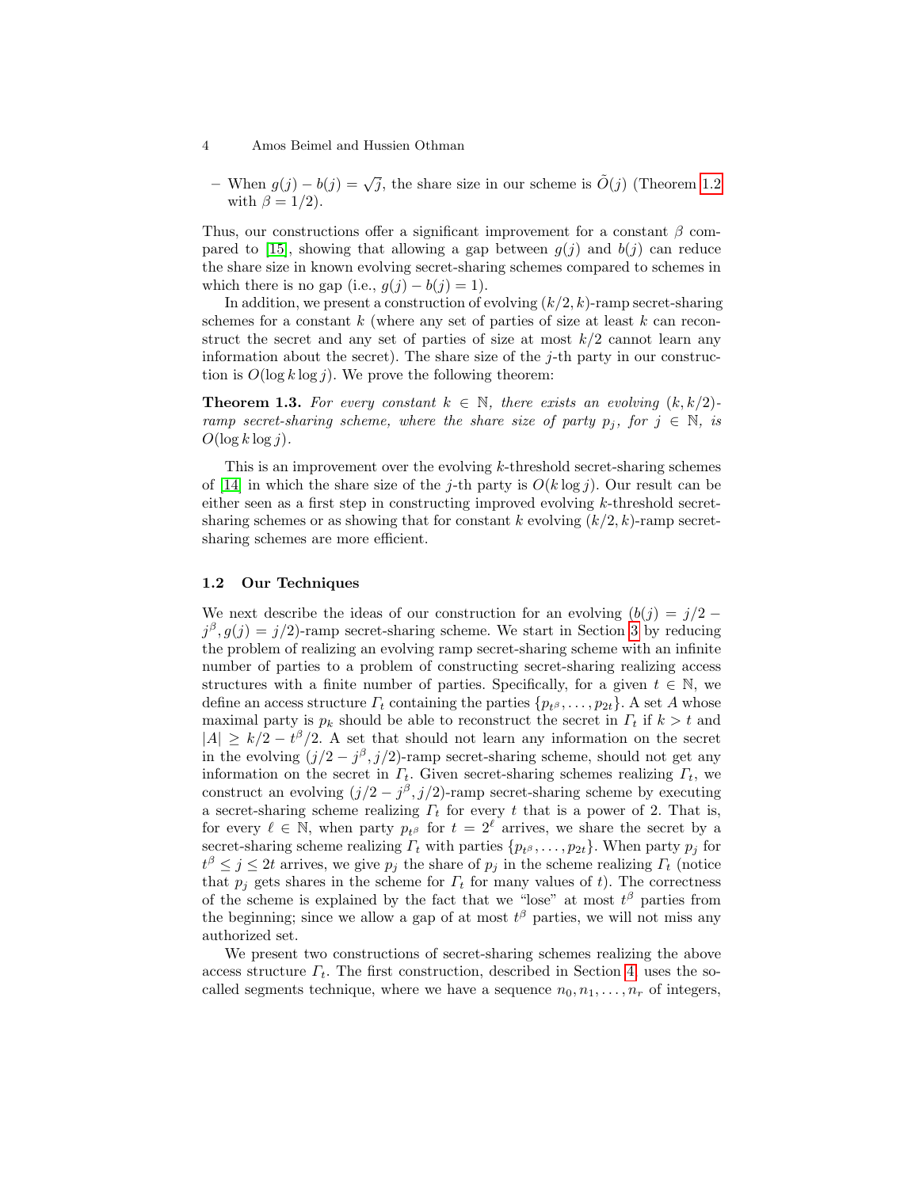– When $g(j) - b(j) = \sqrt{j}$, the share size in our scheme is $\tilde{O}(j)$ (Theorem 1.2 with $\beta = 1/2$).

Thus, our constructions offer a significant improvement for a constant $\beta$ compared to [15], showing that allowing a gap between $g(j)$ and $b(j)$ can reduce the share size in known evolving secret-sharing schemes compared to schemes in which there is no gap (i.e., $g(j) - b(j) = 1$).

In addition, we present a construction of evolving $(k/2, k)$-ramp secret-sharing schemes for a constant $k$ (where any set of parties of size at least $k$ can reconstruct the secret and any set of parties of size at most $k/2$ cannot learn any information about the secret). The share size of the $j$-th party in our construction is $O(\log k \log j)$. We prove the following theorem:

**Theorem 1.3.** *For every constant $k \in \mathbb{N}$, there exists an evolving $(k, k/2)$-ramp secret-sharing scheme, where the share size of party $p_j$, for $j \in \mathbb{N}$, is $O(\log k \log j)$.*

This is an improvement over the evolving $k$-threshold secret-sharing schemes of [14] in which the share size of the $j$-th party is $O(k \log j)$. Our result can be either seen as a first step in constructing improved evolving $k$-threshold secret-sharing schemes or as showing that for constant $k$ evolving $(k/2, k)$-ramp secret-sharing schemes are more efficient.

### 1.2 Our Techniques

We next describe the ideas of our construction for an evolving $(b(j) = j/2 - j^{\beta}, g(j) = j/2)$-ramp secret-sharing scheme. We start in Section 3 by reducing the problem of realizing an evolving ramp secret-sharing scheme with an infinite number of parties to a problem of constructing secret-sharing realizing access structures with a finite number of parties. Specifically, for a given $t \in \mathbb{N}$, we define an access structure $\Gamma_t$ containing the parties $\{p_{t^{\beta}}, \dots, p_{2t}\}$. A set $A$ whose maximal party is $p_k$ should be able to reconstruct the secret in $\Gamma_t$ if $k > t$ and $|A| \geq k/2 - t^{\beta}/2$. A set that should not learn any information on the secret in the evolving $(j/2 - j^{\beta}, j/2)$-ramp secret-sharing scheme, should not get any information on the secret in $\Gamma_t$. Given secret-sharing schemes realizing $\Gamma_t$, we construct an evolving $(j/2 - j^{\beta}, j/2)$-ramp secret-sharing scheme by executing a secret-sharing scheme realizing $\Gamma_t$ for every $t$ that is a power of 2. That is, for every $\ell \in \mathbb{N}$, when party $p_{t^{\beta}}$ for $t = 2^{\ell}$ arrives, we share the secret by a secret-sharing scheme realizing $\Gamma_t$ with parties $\{p_{t^{\beta}}, \dots, p_{2t}\}$. When party $p_j$ for $t^{\beta} \leq j \leq 2t$ arrives, we give $p_j$ the share of $p_j$ in the scheme realizing $\Gamma_t$ (notice that $p_j$ gets shares in the scheme for $\Gamma_t$ for many values of $t$). The correctness of the scheme is explained by the fact that we "lose" at most $t^{\beta}$ parties from the beginning; since we allow a gap of at most $t^{\beta}$ parties, we will not miss any authorized set.

We present two constructions of secret-sharing schemes realizing the above access structure $\Gamma_t$. The first construction, described in Section 4, uses the so-called segments technique, where we have a sequence $n_0, n_1, \dots, n_r$ of integers,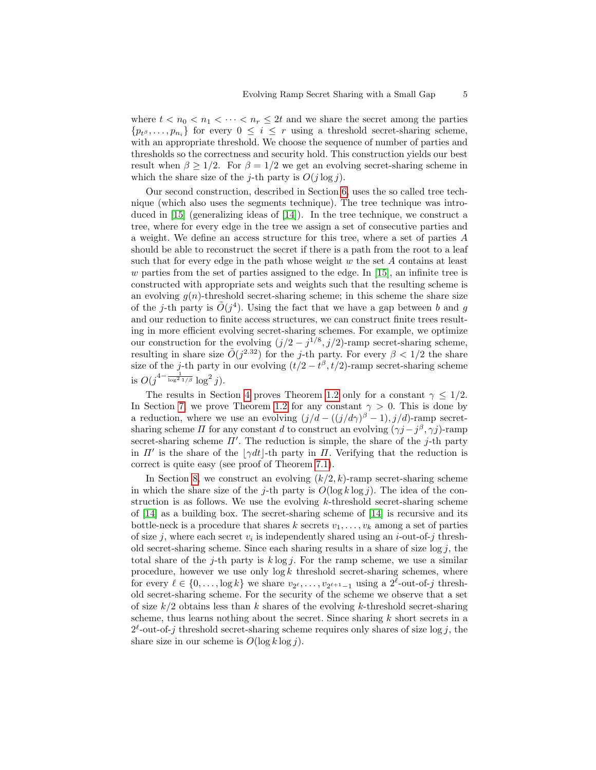where $t < n_0 < n_1 < \cdots < n_r \leq 2t$ and we share the secret among the parties $\{p_{t^\beta}, \ldots, p_{n_i}\}$ for every $0 \leq i \leq r$ using a threshold secret-sharing scheme, with an appropriate threshold. We choose the sequence of number of parties and thresholds so the correctness and security hold. This construction yields our best result when $\beta \geq 1/2$. For $\beta = 1/2$ we get an evolving secret-sharing scheme in which the share size of the $j$-th party is $O(j \log j)$.

Our second construction, described in Section 6, uses the so called tree technique (which also uses the segments technique). The tree technique was introduced in [15] (generalizing ideas of [14]). In the tree technique, we construct a tree, where for every edge in the tree we assign a set of consecutive parties and a weight. We define an access structure for this tree, where a set of parties $A$ should be able to reconstruct the secret if there is a path from the root to a leaf such that for every edge in the path whose weight $w$ the set $A$ contains at least $w$ parties from the set of parties assigned to the edge. In [15], an infinite tree is constructed with appropriate sets and weights such that the resulting scheme is an evolving $g(n)$-threshold secret-sharing scheme; in this scheme the share size of the $j$-th party is $\tilde{O}(j^4)$. Using the fact that we have a gap between $b$ and $g$ and our reduction to finite access structures, we can construct finite trees resulting in more efficient evolving secret-sharing schemes. For example, we optimize our construction for the evolving $(j/2 - j^{1/8}, j/2)$-ramp secret-sharing scheme, resulting in share size $\tilde{O}(j^{2.32})$ for the $j$-th party. For every $\beta < 1/2$ the share size of the $j$-th party in our evolving $(t/2 - t^\beta, t/2)$-ramp secret-sharing scheme is $O(j^{4 - \frac{1}{\log^2 1/\beta}} \log^2 j)$.

The results in Section 4 proves Theorem 1.2 only for a constant $\gamma \leq 1/2$. In Section 7, we prove Theorem 1.2 for any constant $\gamma > 0$. This is done by a reduction, where we use an evolving $(j/d - ((j/d\gamma)^\beta - 1), j/d)$-ramp secret-sharing scheme $\Pi$ for any constant $d$ to construct an evolving $(\gamma j - j^\beta, \gamma j)$-ramp secret-sharing scheme $\Pi'$. The reduction is simple, the share of the $j$-th party in $\Pi'$ is the share of the $\lfloor \gamma dt \rfloor$-th party in $\Pi$. Verifying that the reduction is correct is quite easy (see proof of Theorem 7.1).

In Section 8, we construct an evolving $(k/2, k)$-ramp secret-sharing scheme in which the share size of the $j$-th party is $O(\log k \log j)$. The idea of the construction is as follows. We use the evolving $k$-threshold secret-sharing scheme of [14] as a building box. The secret-sharing scheme of [14] is recursive and its bottle-neck is a procedure that shares $k$ secrets $v_1, \ldots, v_k$ among a set of parties of size $j$, where each secret $v_i$ is independently shared using an $i$-out-of-$j$ threshold secret-sharing scheme. Since each sharing results in a share of size $\log j$, the total share of the $j$-th party is $k \log j$. For the ramp scheme, we use a similar procedure, however we use only $\log k$ threshold secret-sharing schemes, where for every $\ell \in \{0, \ldots, \log k\}$ we share $v_{2^\ell}, \ldots, v_{2^{\ell+1}-1}$ using a $2^\ell$-out-of-$j$ threshold secret-sharing scheme. For the security of the scheme we observe that a set of size $k/2$ obtains less than $k$ shares of the evolving $k$-threshold secret-sharing scheme, thus learns nothing about the secret. Since sharing $k$ short secrets in a $2^\ell$-out-of-$j$ threshold secret-sharing scheme requires only shares of size $\log j$, the share size in our scheme is $O(\log k \log j)$.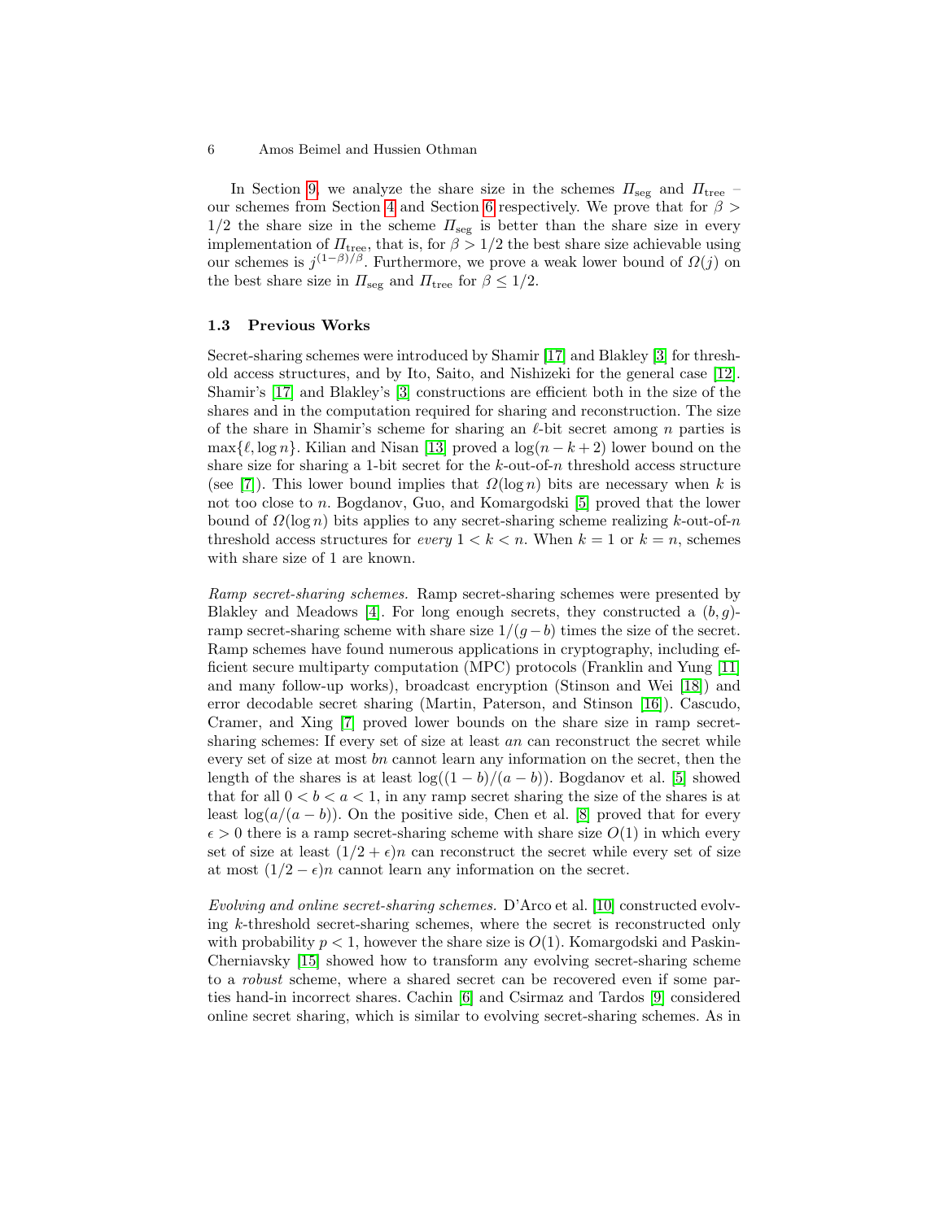In Section 9, we analyze the share size in the schemes $\Pi_{\text{seg}}$ and $\Pi_{\text{tree}}$ – our schemes from Section 4 and Section 6 respectively. We prove that for $\beta > 1/2$ the share size in the scheme $\Pi_{\text{seg}}$ is better than the share size in every implementation of $\Pi_{\text{tree}}$, that is, for $\beta > 1/2$ the best share size achievable using our schemes is $j^{(1-\beta)/\beta}$. Furthermore, we prove a weak lower bound of $\Omega(j)$ on the best share size in $\Pi_{\text{seg}}$ and $\Pi_{\text{tree}}$ for $\beta \leq 1/2$.

### 1.3 Previous Works

Secret-sharing schemes were introduced by Shamir [17] and Blakley [3] for threshold access structures, and by Ito, Saito, and Nishizeki for the general case [12]. Shamir's [17] and Blakley's [3] constructions are efficient both in the size of the shares and in the computation required for sharing and reconstruction. The size of the share in Shamir's scheme for sharing an $\ell$-bit secret among $n$ parties is $\max\{\ell, \log n\}$. Kilian and Nisan [13] proved a $\log(n-k+2)$ lower bound on the share size for sharing a 1-bit secret for the $k$-out-of-$n$ threshold access structure (see [7]). This lower bound implies that $\Omega(\log n)$ bits are necessary when $k$ is not too close to $n$. Bogdanov, Guo, and Komargodski [5] proved that the lower bound of $\Omega(\log n)$ bits applies to any secret-sharing scheme realizing $k$-out-of-$n$ threshold access structures for *every* $1 < k < n$. When $k = 1$ or $k = n$, schemes with share size of 1 are known.

*Ramp secret-sharing schemes.* Ramp secret-sharing schemes were presented by Blakley and Meadows [4]. For long enough secrets, they constructed a $(b, g)$-ramp secret-sharing scheme with share size $1/(g-b)$ times the size of the secret. Ramp schemes have found numerous applications in cryptography, including efficient secure multiparty computation (MPC) protocols (Franklin and Yung [11] and many follow-up works), broadcast encryption (Stinson and Wei [18]) and error decodable secret sharing (Martin, Paterson, and Stinson [16]). Cascudo, Cramer, and Xing [7] proved lower bounds on the share size in ramp secret-sharing schemes: If every set of size at least $an$ can reconstruct the secret while every set of size at most $bn$ cannot learn any information on the secret, then the length of the shares is at least $\log((1-b)/(a-b))$. Bogdanov et al. [5] showed that for all $0 < b < a < 1$, in any ramp secret sharing the size of the shares is at least $\log(a/(a-b))$. On the positive side, Chen et al. [8] proved that for every $\epsilon > 0$ there is a ramp secret-sharing scheme with share size $O(1)$ in which every set of size at least $(1/2+\epsilon)n$ can reconstruct the secret while every set of size at most $(1/2-\epsilon)n$ cannot learn any information on the secret.

*Evolving and online secret-sharing schemes.* D'Arco et al. [10] constructed evolving $k$-threshold secret-sharing schemes, where the secret is reconstructed only with probability $p < 1$, however the share size is $O(1)$. Komargodski and Paskin-Cherniavsky [15] showed how to transform any evolving secret-sharing scheme to a *robust* scheme, where a shared secret can be recovered even if some parties hand-in incorrect shares. Cachin [6] and Csirmaz and Tardos [9] considered online secret sharing, which is similar to evolving secret-sharing schemes. As in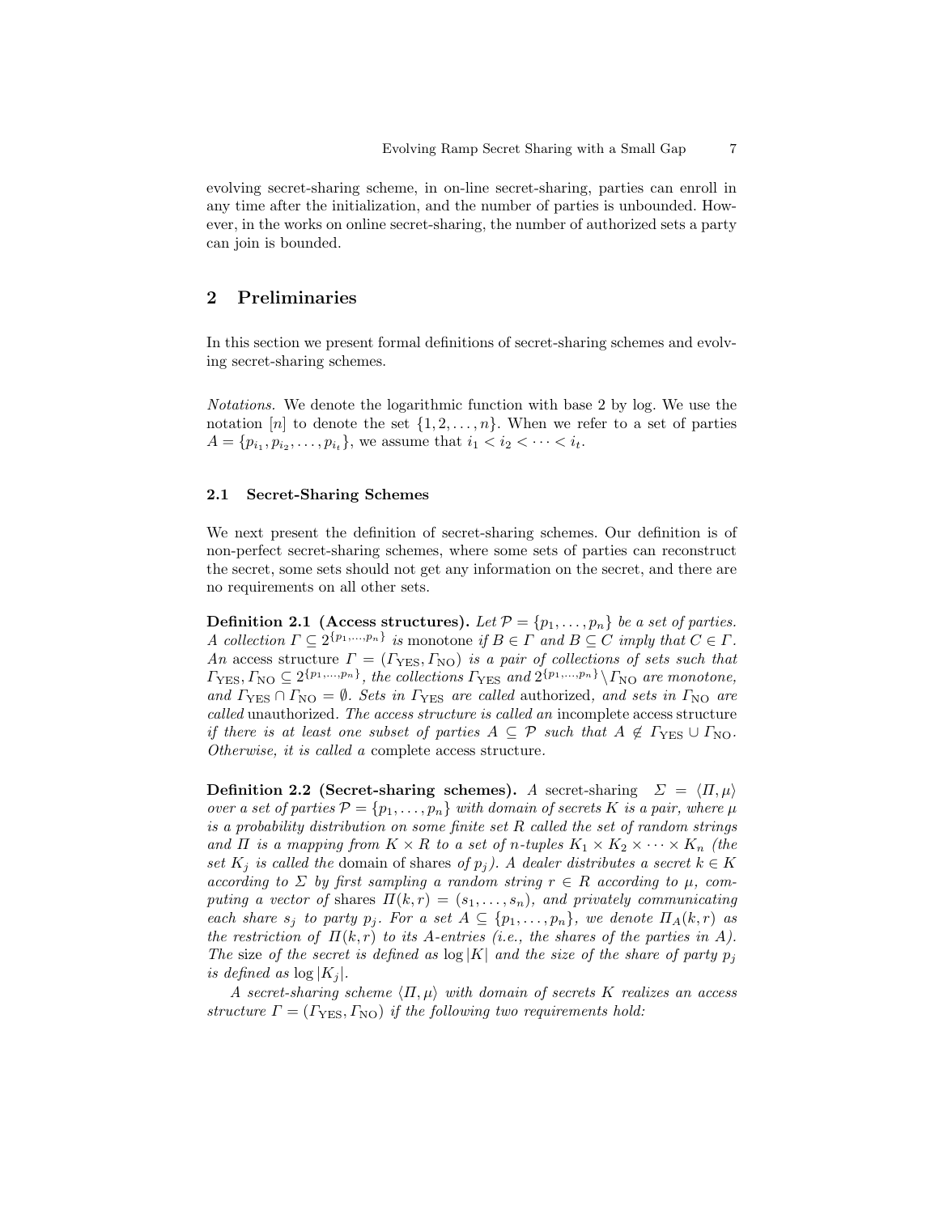evolving secret-sharing scheme, in on-line secret-sharing, parties can enroll in any time after the initialization, and the number of parties is unbounded. However, in the works on online secret-sharing, the number of authorized sets a party can join is bounded.

## 2 Preliminaries

In this section we present formal definitions of secret-sharing schemes and evolving secret-sharing schemes.

*Notations.* We denote the logarithmic function with base 2 by log. We use the notation $[n]$ to denote the set $\{1, 2, \ldots, n\}$. When we refer to a set of parties $A = \{p_{i_1}, p_{i_2}, \ldots, p_{i_t}\}$, we assume that $i_1 < i_2 < \cdots < i_t$.

### 2.1 Secret-Sharing Schemes

We next present the definition of secret-sharing schemes. Our definition is of non-perfect secret-sharing schemes, where some sets of parties can reconstruct the secret, some sets should not get any information on the secret, and there are no requirements on all other sets.

**Definition 2.1 (Access structures).** *Let $\mathcal{P} = \{p_1, \ldots, p_n\}$ be a set of parties. A collection $\Gamma \subseteq 2^{\{p_1,\ldots,p_n\}}$ is* monotone *if $B \in \Gamma$ and $B \subseteq C$ imply that $C \in \Gamma$. An* access structure *$\Gamma = (\Gamma_{\mathrm{YES}}, \Gamma_{\mathrm{NO}})$ is a pair of collections of sets such that $\Gamma_{\mathrm{YES}}, \Gamma_{\mathrm{NO}} \subseteq 2^{\{p_1,\ldots,p_n\}}$, the collections $\Gamma_{\mathrm{YES}}$ and $2^{\{p_1,\ldots,p_n\}} \setminus \Gamma_{\mathrm{NO}}$ are monotone, and $\Gamma_{\mathrm{YES}} \cap \Gamma_{\mathrm{NO}} = \emptyset$. Sets in $\Gamma_{\mathrm{YES}}$ are called* authorized*, and sets in $\Gamma_{\mathrm{NO}}$ are called* unauthorized*. The access structure is called an* incomplete access structure *if there is at least one subset of parties $A \subseteq \mathcal{P}$ such that $A \notin \Gamma_{\mathrm{YES}} \cup \Gamma_{\mathrm{NO}}$. Otherwise, it is called a* complete access structure*.*

**Definition 2.2 (Secret-sharing schemes).** *A* secret-sharing *$\Sigma = \langle \Pi, \mu \rangle$ over a set of parties $\mathcal{P} = \{p_1, \ldots, p_n\}$ with domain of secrets $K$ is a pair, where $\mu$ is a probability distribution on some finite set $R$ called the set of random strings and $\Pi$ is a mapping from $K \times R$ to a set of $n$-tuples $K_1 \times K_2 \times \cdots \times K_n$ (the set $K_j$ is called the* domain of shares *of $p_j$). A dealer distributes a secret $k \in K$ according to $\Sigma$ by first sampling a random string $r \in R$ according to $\mu$, computing a vector of* shares *$\Pi(k, r) = (s_1, \ldots, s_n)$, and privately communicating each share $s_j$ to party $p_j$. For a set $A \subseteq \{p_1, \ldots, p_n\}$, we denote $\Pi_A(k, r)$ as the restriction of $\Pi(k, r)$ to its $A$-entries (i.e., the shares of the parties in $A$). The* size *of the secret is defined as $\log |K|$ and the size of the share of party $p_j$ is defined as $\log |K_j|$.*

*A secret-sharing scheme $\langle \Pi, \mu \rangle$ with domain of secrets $K$ realizes an access structure $\Gamma = (\Gamma_{\mathrm{YES}}, \Gamma_{\mathrm{NO}})$ if the following two requirements hold:*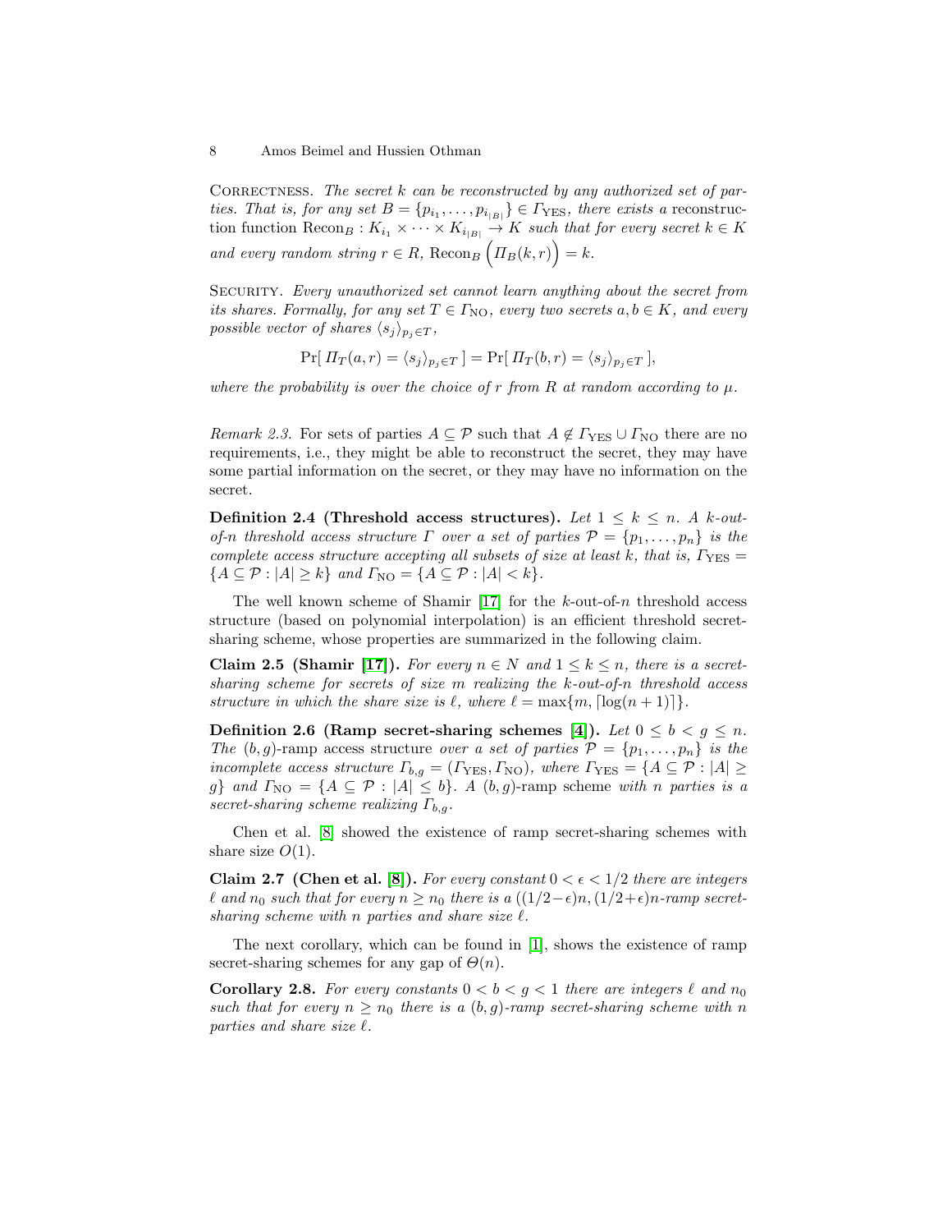Correctness. *The secret $k$ can be reconstructed by any authorized set of parties. That is, for any set $B = \{p_{i_1}, \ldots, p_{i_{|B|}}\} \in \Gamma_{\text{YES}}$, there exists a* reconstruction function $\text{Recon}_B : K_{i_1} \times \cdots \times K_{i_{|B|}} \to K$ *such that for every secret $k \in K$ and every random string $r \in R$,* $\text{Recon}_B\left(\Pi_B(k,r)\right) = k$.

Security. *Every unauthorized set cannot learn anything about the secret from its shares. Formally, for any set $T \in \Gamma_{\text{NO}}$, every two secrets $a, b \in K$, and every possible vector of shares $\langle s_j \rangle_{p_j \in T}$,*

$$\Pr[\, \Pi_T(a,r) = \langle s_j \rangle_{p_j \in T} \,] = \Pr[\, \Pi_T(b,r) = \langle s_j \rangle_{p_j \in T} \,],$$

*where the probability is over the choice of $r$ from $R$ at random according to $\mu$.*

*Remark 2.3.* For sets of parties $A \subseteq \mathcal{P}$ such that $A \notin \Gamma_{\text{YES}} \cup \Gamma_{\text{NO}}$ there are no requirements, i.e., they might be able to reconstruct the secret, they may have some partial information on the secret, or they may have no information on the secret.

**Definition 2.4 (Threshold access structures).** *Let $1 \leq k \leq n$. A $k$-out-of-$n$ threshold access structure $\Gamma$ over a set of parties $\mathcal{P} = \{p_1, \ldots, p_n\}$ is the complete access structure accepting all subsets of size at least $k$, that is, $\Gamma_{\text{YES}} = \{A \subseteq \mathcal{P} : |A| \geq k\}$ and $\Gamma_{\text{NO}} = \{A \subseteq \mathcal{P} : |A| < k\}$.*

The well known scheme of Shamir [17] for the $k$-out-of-$n$ threshold access structure (based on polynomial interpolation) is an efficient threshold secret-sharing scheme, whose properties are summarized in the following claim.

**Claim 2.5 (Shamir [17]).** *For every $n \in N$ and $1 \leq k \leq n$, there is a secret-sharing scheme for secrets of size $m$ realizing the $k$-out-of-$n$ threshold access structure in which the share size is $\ell$, where $\ell = \max\{m, \lceil \log(n+1) \rceil\}$.*

**Definition 2.6 (Ramp secret-sharing schemes [4]).** *Let $0 \leq b < g \leq n$. The $(b,g)$-*ramp access structure *over a set of parties $\mathcal{P} = \{p_1, \ldots, p_n\}$ is the incomplete access structure $\Gamma_{b,g} = (\Gamma_{\text{YES}}, \Gamma_{\text{NO}})$, where $\Gamma_{\text{YES}} = \{A \subseteq \mathcal{P} : |A| \geq g\}$ and $\Gamma_{\text{NO}} = \{A \subseteq \mathcal{P} : |A| \leq b\}$. A $(b,g)$-*ramp scheme *with $n$ parties is a secret-sharing scheme realizing $\Gamma_{b,g}$.*

Chen et al. [8] showed the existence of ramp secret-sharing schemes with share size $O(1)$.

**Claim 2.7 (Chen et al. [8]).** *For every constant $0 < \epsilon < 1/2$ there are integers $\ell$ and $n_0$ such that for every $n \geq n_0$ there is a $((1/2-\epsilon)n, (1/2+\epsilon)n$-ramp secret-sharing scheme with $n$ parties and share size $\ell$.*

The next corollary, which can be found in [1], shows the existence of ramp secret-sharing schemes for any gap of $\Theta(n)$.

**Corollary 2.8.** *For every constants $0 < b < g < 1$ there are integers $\ell$ and $n_0$ such that for every $n \geq n_0$ there is a $(b,g)$-ramp secret-sharing scheme with $n$ parties and share size $\ell$.*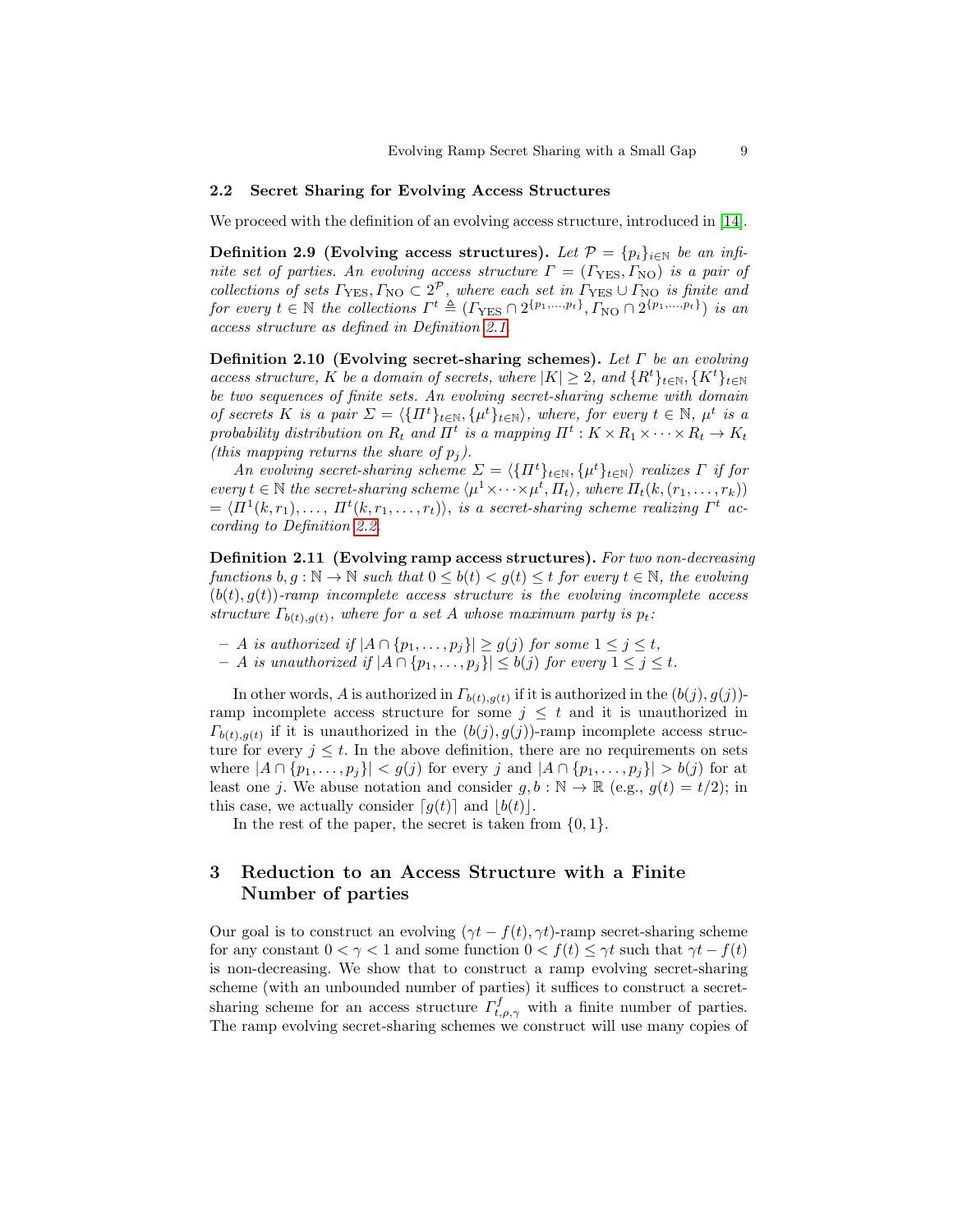### 2.2 Secret Sharing for Evolving Access Structures

We proceed with the definition of an evolving access structure, introduced in [14].

**Definition 2.9 (Evolving access structures).** *Let $\mathcal{P} = \{p_i\}_{i \in \mathbb{N}}$ be an infinite set of parties. An evolving access structure $\Gamma = (\Gamma_{\text{YES}}, \Gamma_{\text{NO}})$ is a pair of collections of sets $\Gamma_{\text{YES}}, \Gamma_{\text{NO}} \subset 2^{\mathcal{P}}$, where each set in $\Gamma_{\text{YES}} \cup \Gamma_{\text{NO}}$ is finite and for every $t \in \mathbb{N}$ the collections $\Gamma^t \triangleq (\Gamma_{\text{YES}} \cap 2^{\{p_1,\dots,p_t\}}, \Gamma_{\text{NO}} \cap 2^{\{p_1,\dots,p_t\}})$ is an access structure as defined in Definition 2.1.*

**Definition 2.10 (Evolving secret-sharing schemes).** *Let $\Gamma$ be an evolving access structure, $K$ be a domain of secrets, where $|K| \geq 2$, and $\{R^t\}_{t \in \mathbb{N}}, \{K^t\}_{t \in \mathbb{N}}$ be two sequences of finite sets. An evolving secret-sharing scheme with domain of secrets $K$ is a pair $\Sigma = \langle \{\Pi^t\}_{t \in \mathbb{N}}, \{\mu^t\}_{t \in \mathbb{N}} \rangle$, where, for every $t \in \mathbb{N}$, $\mu^t$ is a probability distribution on $R_t$ and $\Pi^t$ is a mapping $\Pi^t : K \times R_1 \times \cdots \times R_t \to K_t$ (this mapping returns the share of $p_j$).*

*An evolving secret-sharing scheme $\Sigma = \langle \{\Pi^t\}_{t \in \mathbb{N}}, \{\mu^t\}_{t \in \mathbb{N}} \rangle$ realizes $\Gamma$ if for every $t \in \mathbb{N}$ the secret-sharing scheme $\langle \mu^1 \times \cdots \times \mu^t, \Pi_t \rangle$, where $\Pi_t(k, (r_1, \dots, r_k)) = \langle \Pi^1(k, r_1), \dots, \Pi^t(k, r_1, \dots, r_t) \rangle$, is a secret-sharing scheme realizing $\Gamma^t$ according to Definition 2.2.*

**Definition 2.11 (Evolving ramp access structures).** *For two non-decreasing functions $b, g : \mathbb{N} \to \mathbb{N}$ such that $0 \leq b(t) < g(t) \leq t$ for every $t \in \mathbb{N}$, the evolving $(b(t), g(t))$-ramp incomplete access structure is the evolving incomplete access structure $\Gamma_{b(t),g(t)}$, where for a set $A$ whose maximum party is $p_t$:*

- *$A$ is authorized if $|A \cap \{p_1, \dots, p_j\}| \geq g(j)$ for some $1 \leq j \leq t$,*
- *$A$ is unauthorized if $|A \cap \{p_1, \dots, p_j\}| \leq b(j)$ for every $1 \leq j \leq t$.*

In other words, $A$ is authorized in $\Gamma_{b(t),g(t)}$ if it is authorized in the $(b(j), g(j))$-ramp incomplete access structure for some $j \leq t$ and it is unauthorized in $\Gamma_{b(t),g(t)}$ if it is unauthorized in the $(b(j), g(j))$-ramp incomplete access structure for every $j \leq t$. In the above definition, there are no requirements on sets where $|A \cap \{p_1, \dots, p_j\}| < g(j)$ for every $j$ and $|A \cap \{p_1, \dots, p_j\}| > b(j)$ for at least one $j$. We abuse notation and consider $g, b : \mathbb{N} \to \mathbb{R}$ (e.g., $g(t) = t/2$); in this case, we actually consider $\lceil g(t) \rceil$ and $\lfloor b(t) \rfloor$.

In the rest of the paper, the secret is taken from $\{0, 1\}$.

## 3 Reduction to an Access Structure with a Finite Number of parties

Our goal is to construct an evolving $(\gamma t - f(t), \gamma t)$-ramp secret-sharing scheme for any constant $0 < \gamma < 1$ and some function $0 < f(t) \leq \gamma t$ such that $\gamma t - f(t)$ is non-decreasing. We show that to construct a ramp evolving secret-sharing scheme (with an unbounded number of parties) it suffices to construct a secret-sharing scheme for an access structure $\Gamma^f_{t,\rho,\gamma}$ with a finite number of parties. The ramp evolving secret-sharing schemes we construct will use many copies of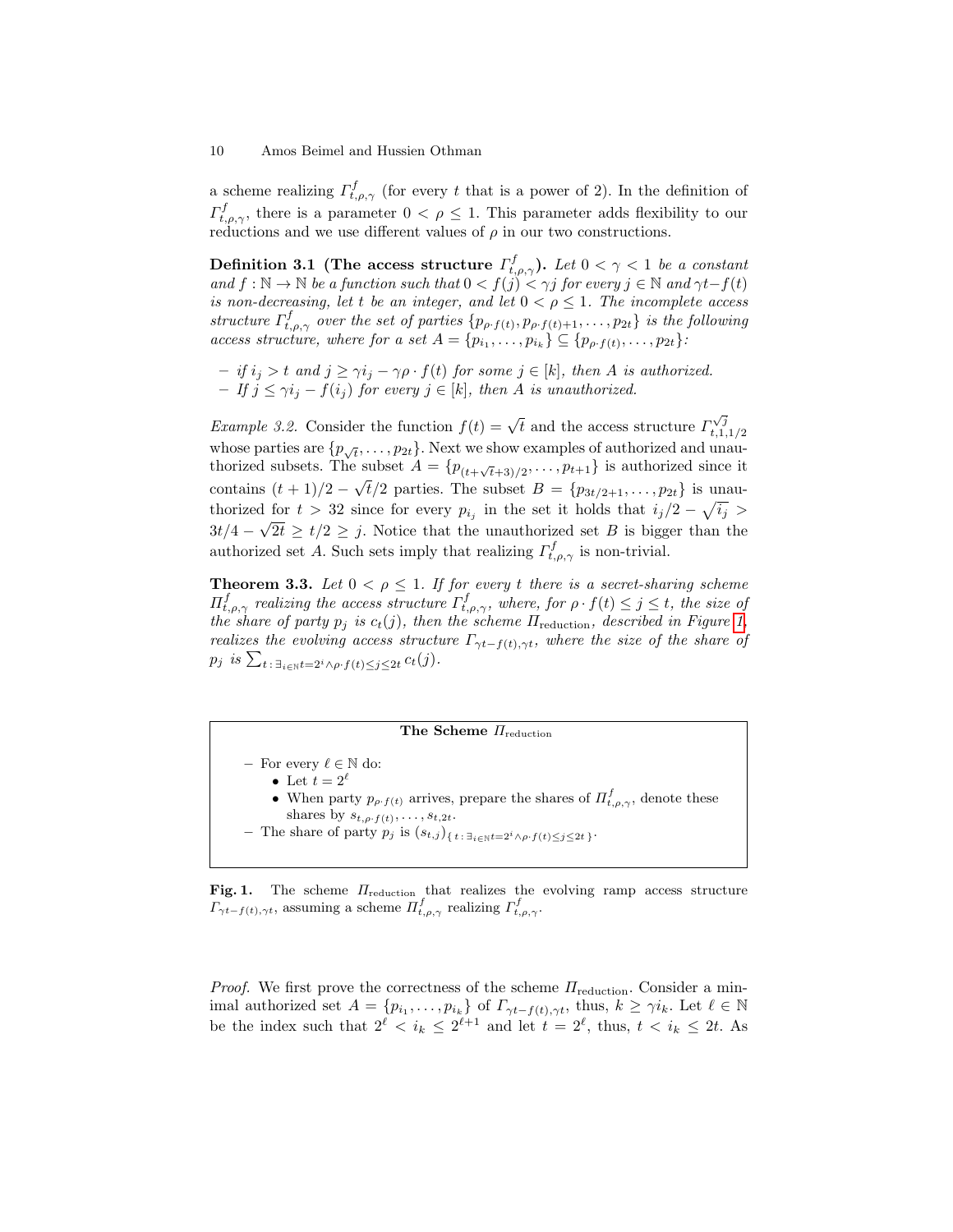a scheme realizing $\Gamma^f_{t,\rho,\gamma}$ (for every $t$ that is a power of 2). In the definition of $\Gamma^f_{t,\rho,\gamma}$, there is a parameter $0 < \rho \leq 1$. This parameter adds flexibility to our reductions and we use different values of $\rho$ in our two constructions.

**Definition 3.1 (The access structure $\Gamma^f_{t,\rho,\gamma}$).** *Let $0 < \gamma < 1$ be a constant and $f : \mathbb{N} \to \mathbb{N}$ be a function such that $0 < f(j) < \gamma j$ for every $j \in \mathbb{N}$ and $\gamma t - f(t)$ is non-decreasing, let $t$ be an integer, and let $0 < \rho \leq 1$. The incomplete access structure $\Gamma^f_{t,\rho,\gamma}$ over the set of parties $\{p_{\rho \cdot f(t)}, p_{\rho \cdot f(t)+1}, \ldots, p_{2t}\}$ is the following access structure, where for a set $A = \{p_{i_1}, \ldots, p_{i_k}\} \subseteq \{p_{\rho \cdot f(t)}, \ldots, p_{2t}\}$:*

- *if $i_j > t$ and $j \geq \gamma i_j - \gamma \rho \cdot f(t)$ for some $j \in [k]$, then $A$ is authorized.*
- *If $j \leq \gamma i_j - f(i_j)$ for every $j \in [k]$, then $A$ is unauthorized.*

*Example 3.2.* Consider the function $f(t) = \sqrt{t}$ and the access structure $\Gamma^{\sqrt{j}}_{t,1,1/2}$ whose parties are $\{p_{\sqrt{t}}, \ldots, p_{2t}\}$. Next we show examples of authorized and unauthorized subsets. The subset $A = \{p_{(t+\sqrt{t}+3)/2}, \ldots, p_{t+1}\}$ is authorized since it contains $(t+1)/2 - \sqrt{t}/2$ parties. The subset $B = \{p_{3t/2+1}, \ldots, p_{2t}\}$ is unauthorized for $t > 32$ since for every $p_{i_j}$ in the set it holds that $i_j/2 - \sqrt{i_j} > 3t/4 - \sqrt{2t} \geq t/2 \geq j$. Notice that the unauthorized set $B$ is bigger than the authorized set $A$. Such sets imply that realizing $\Gamma^f_{t,\rho,\gamma}$ is non-trivial.

**Theorem 3.3.** *Let $0 < \rho \leq 1$. If for every $t$ there is a secret-sharing scheme $\Pi^f_{t,\rho,\gamma}$ realizing the access structure $\Gamma^f_{t,\rho,\gamma}$, where, for $\rho \cdot f(t) \leq j \leq t$, the size of the share of party $p_j$ is $c_t(j)$, then the scheme $\Pi_{\text{reduction}}$, described in Figure 1, realizes the evolving access structure $\Gamma_{\gamma t - f(t), \gamma t}$, where the size of the share of $p_j$ is $\sum_{t : \exists_{i \in \mathbb{N}} t = 2^i \wedge \rho \cdot f(t) \leq j \leq 2t} c_t(j)$.*

**The Scheme $\Pi_{\text{reduction}}$**

- For every $\ell \in \mathbb{N}$ do:
  - Let $t = 2^\ell$
  - When party $p_{\rho \cdot f(t)}$ arrives, prepare the shares of $\Pi^f_{t,\rho,\gamma}$, denote these shares by $s_{t,\rho \cdot f(t)}, \ldots, s_{t,2t}$.
- The share of party $p_j$ is $(s_{t,j})_{\{t : \exists_{i \in \mathbb{N}} t = 2^i \wedge \rho \cdot f(t) \leq j \leq 2t\}}$.

**Fig. 1.** The scheme $\Pi_{\text{reduction}}$ that realizes the evolving ramp access structure $\Gamma_{\gamma t - f(t), \gamma t}$, assuming a scheme $\Pi^f_{t,\rho,\gamma}$ realizing $\Gamma^f_{t,\rho,\gamma}$.

*Proof.* We first prove the correctness of the scheme $\Pi_{\text{reduction}}$. Consider a minimal authorized set $A = \{p_{i_1}, \ldots, p_{i_k}\}$ of $\Gamma_{\gamma t - f(t), \gamma t}$, thus, $k \geq \gamma i_k$. Let $\ell \in \mathbb{N}$ be the index such that $2^\ell < i_k \leq 2^{\ell+1}$ and let $t = 2^\ell$, thus, $t < i_k \leq 2t$. As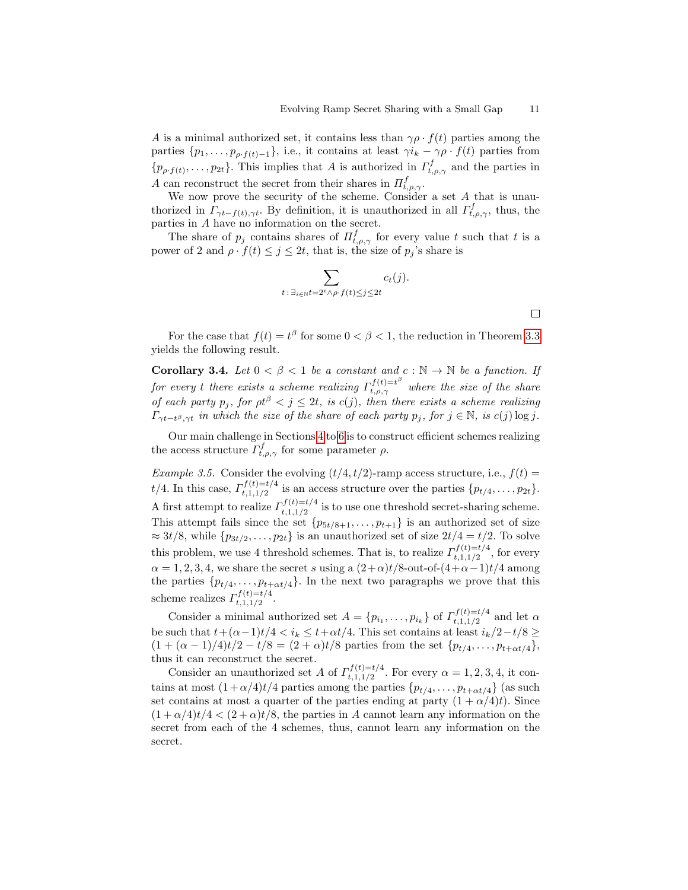$A$ is a minimal authorized set, it contains less than $\gamma\rho \cdot f(t)$ parties among the parties $\{p_1, \dots, p_{\rho \cdot f(t)-1}\}$, i.e., it contains at least $\gamma i_k - \gamma\rho \cdot f(t)$ parties from $\{p_{\rho \cdot f(t)}, \dots, p_{2t}\}$. This implies that $A$ is authorized in $\Gamma^f_{t,\rho,\gamma}$ and the parties in $A$ can reconstruct the secret from their shares in $\Pi^f_{t,\rho,\gamma}$.

We now prove the security of the scheme. Consider a set $A$ that is unauthorized in $\Gamma_{\gamma t - f(t), \gamma t}$. By definition, it is unauthorized in all $\Gamma^f_{t,\rho,\gamma}$, thus, the parties in $A$ have no information on the secret.

The share of $p_j$ contains shares of $\Pi^f_{t,\rho,\gamma}$ for every value $t$ such that $t$ is a power of 2 and $\rho \cdot f(t) \leq j \leq 2t$, that is, the size of $p_j$'s share is

$$\sum_{t \,:\, \exists_{i \in \mathbb{N}} t = 2^i \wedge \rho \cdot f(t) \leq j \leq 2t} c_t(j).$$

□

For the case that $f(t) = t^\beta$ for some $0 < \beta < 1$, the reduction in Theorem 3.3 yields the following result.

**Corollary 3.4.** *Let $0 < \beta < 1$ be a constant and $c : \mathbb{N} \to \mathbb{N}$ be a function. If for every $t$ there exists a scheme realizing $\Gamma^{f(t)=t^\beta}_{t,\rho,\gamma}$ where the size of the share of each party $p_j$, for $\rho t^\beta < j \leq 2t$, is $c(j)$, then there exists a scheme realizing $\Gamma_{\gamma t - t^\beta, \gamma t}$ in which the size of the share of each party $p_j$, for $j \in \mathbb{N}$, is $c(j) \log j$.*

Our main challenge in Sections 4 to 6 is to construct efficient schemes realizing the access structure $\Gamma^f_{t,\rho,\gamma}$ for some parameter $\rho$.

*Example 3.5.* Consider the evolving $(t/4, t/2)$-ramp access structure, i.e., $f(t) = t/4$. In this case, $\Gamma^{f(t)=t/4}_{t,1,1/2}$ is an access structure over the parties $\{p_{t/4}, \dots, p_{2t}\}$. A first attempt to realize $\Gamma^{f(t)=t/4}_{t,1,1/2}$ is to use one threshold secret-sharing scheme. This attempt fails since the set $\{p_{5t/8+1}, \dots, p_{t+1}\}$ is an authorized set of size $\approx 3t/8$, while $\{p_{3t/2}, \dots, p_{2t}\}$ is an unauthorized set of size $2t/4 = t/2$. To solve this problem, we use 4 threshold schemes. That is, to realize $\Gamma^{f(t)=t/4}_{t,1,1/2}$, for every $\alpha = 1, 2, 3, 4$, we share the secret $s$ using a $(2+\alpha)t/8$-out-of-$(4+\alpha-1)t/4$ among the parties $\{p_{t/4}, \dots, p_{t+\alpha t/4}\}$. In the next two paragraphs we prove that this scheme realizes $\Gamma^{f(t)=t/4}_{t,1,1/2}$.

Consider a minimal authorized set $A = \{p_{i_1}, \dots, p_{i_k}\}$ of $\Gamma^{f(t)=t/4}_{t,1,1/2}$ and let $\alpha$ be such that $t + (\alpha-1)t/4 < i_k \leq t + \alpha t/4$. This set contains at least $i_k/2 - t/8 \geq (1 + (\alpha-1)/4)t/2 - t/8 = (2+\alpha)t/8$ parties from the set $\{p_{t/4}, \dots, p_{t+\alpha t/4}\}$, thus it can reconstruct the secret.

Consider an unauthorized set $A$ of $\Gamma^{f(t)=t/4}_{t,1,1/2}$. For every $\alpha = 1, 2, 3, 4$, it contains at most $(1+\alpha/4)t/4$ parties among the parties $\{p_{t/4}, \dots, p_{t+\alpha t/4}\}$ (as such set contains at most a quarter of the parties ending at party $(1+\alpha/4)t$). Since $(1+\alpha/4)t/4 < (2+\alpha)t/8$, the parties in $A$ cannot learn any information on the secret from each of the 4 schemes, thus, cannot learn any information on the secret.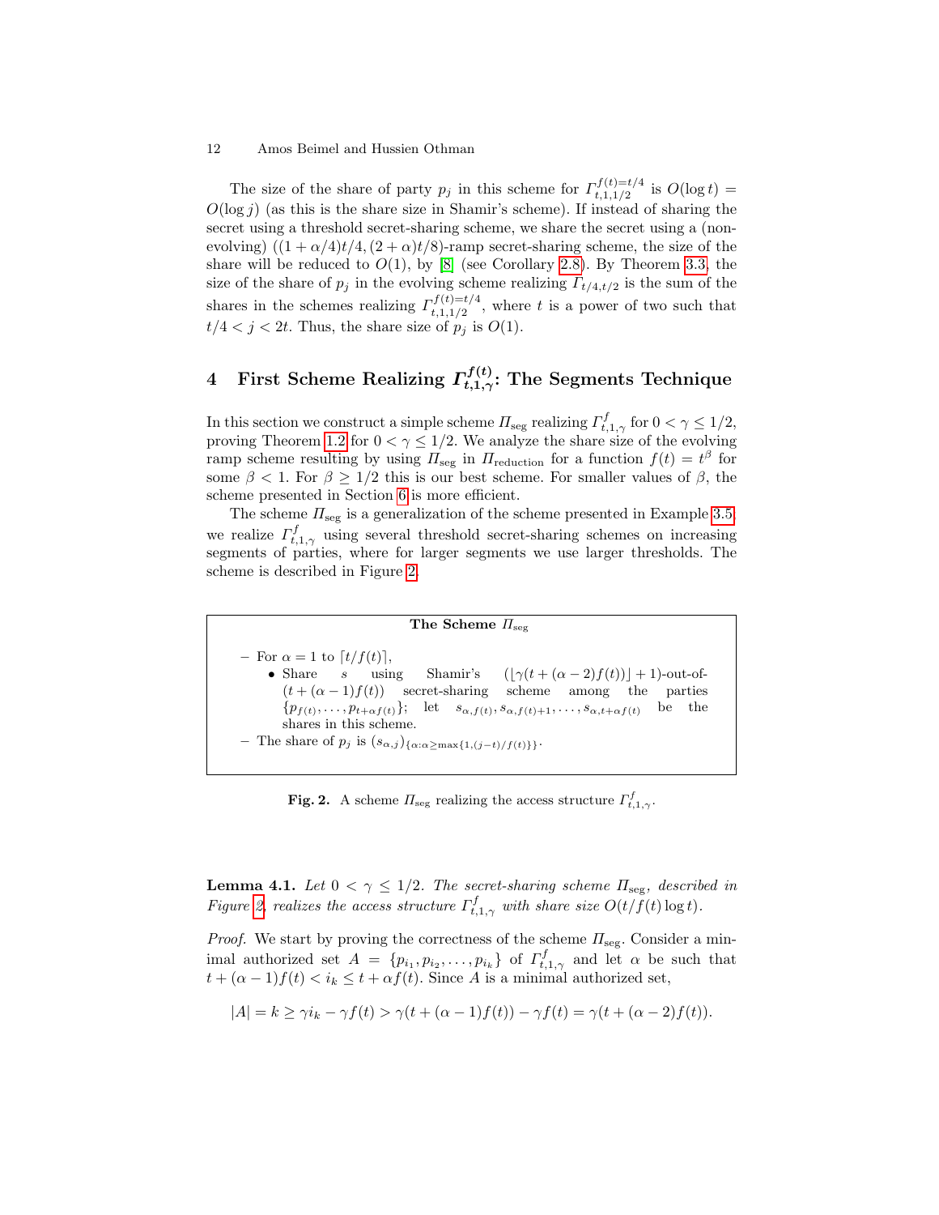The size of the share of party $p_j$ in this scheme for $\Gamma_{t,1,1/2}^{f(t)=t/4}$ is $O(\log t) = O(\log j)$ (as this is the share size in Shamir's scheme). If instead of sharing the secret using a threshold secret-sharing scheme, we share the secret using a (non-evolving) $((1+\alpha/4)t/4, (2+\alpha)t/8)$-ramp secret-sharing scheme, the size of the share will be reduced to $O(1)$, by [8] (see Corollary 2.8). By Theorem 3.3, the size of the share of $p_j$ in the evolving scheme realizing $\Gamma_{t/4,t/2}$ is the sum of the shares in the schemes realizing $\Gamma_{t,1,1/2}^{f(t)=t/4}$, where $t$ is a power of two such that $t/4 < j < 2t$. Thus, the share size of $p_j$ is $O(1)$.

## 4 First Scheme Realizing $\Gamma_{t,1,\gamma}^{f(t)}$: The Segments Technique

In this section we construct a simple scheme $\Pi_{\text{seg}}$ realizing $\Gamma_{t,1,\gamma}^{f}$ for $0 < \gamma \le 1/2$, proving Theorem 1.2 for $0 < \gamma \le 1/2$. We analyze the share size of the evolving ramp scheme resulting by using $\Pi_{\text{seg}}$ in $\Pi_{\text{reduction}}$ for a function $f(t) = t^{\beta}$ for some $\beta < 1$. For $\beta \ge 1/2$ this is our best scheme. For smaller values of $\beta$, the scheme presented in Section 6 is more efficient.

The scheme $\Pi_{\text{seg}}$ is a generalization of the scheme presented in Example 3.5, we realize $\Gamma_{t,1,\gamma}^{f}$ using several threshold secret-sharing schemes on increasing segments of parties, where for larger segments we use larger thresholds. The scheme is described in Figure 2.

**The Scheme $\Pi_{\text{seg}}$**

- For $\alpha = 1$ to $\lceil t/f(t) \rceil$,
  - Share $s$ using Shamir's $(\lfloor \gamma(t + (\alpha-2)f(t)) \rfloor + 1)$-out-of-$(t + (\alpha-1)f(t))$ secret-sharing scheme among the parties $\{p_{f(t)}, \dots, p_{t+\alpha f(t)}\}$; let $s_{\alpha,f(t)}, s_{\alpha,f(t)+1}, \dots, s_{\alpha,t+\alpha f(t)}$ be the shares in this scheme.
- The share of $p_j$ is $(s_{\alpha,j})_{\{\alpha:\alpha \ge \max\{1,(j-t)/f(t)\}\}}$.

**Fig. 2.** A scheme $\Pi_{\text{seg}}$ realizing the access structure $\Gamma_{t,1,\gamma}^{f}$.

**Lemma 4.1.** *Let $0 < \gamma \le 1/2$. The secret-sharing scheme $\Pi_{\text{seg}}$, described in Figure 2, realizes the access structure $\Gamma_{t,1,\gamma}^{f}$ with share size $O(t/f(t)\log t)$.*

*Proof.* We start by proving the correctness of the scheme $\Pi_{\text{seg}}$. Consider a minimal authorized set $A = \{p_{i_1}, p_{i_2}, \dots, p_{i_k}\}$ of $\Gamma_{t,1,\gamma}^{f}$ and let $\alpha$ be such that $t + (\alpha-1)f(t) < i_k \le t + \alpha f(t)$. Since $A$ is a minimal authorized set,

$$|A| = k \ge \gamma i_k - \gamma f(t) > \gamma(t + (\alpha-1)f(t)) - \gamma f(t) = \gamma(t + (\alpha-2)f(t)).$$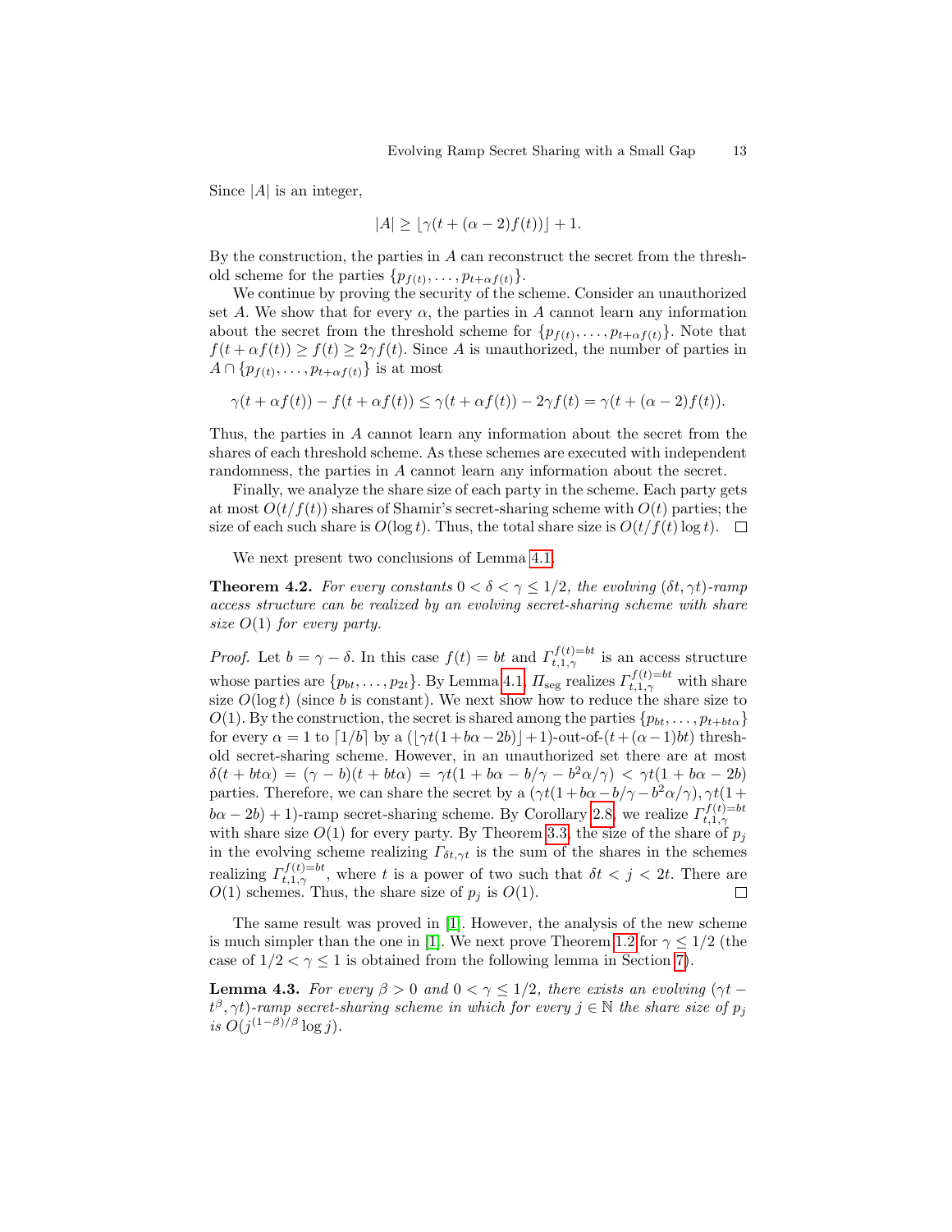Since $|A|$ is an integer,

$$|A| \geq \lfloor \gamma(t + (\alpha - 2)f(t)) \rfloor + 1.$$

By the construction, the parties in $A$ can reconstruct the secret from the threshold scheme for the parties $\{p_{f(t)}, \ldots, p_{t+\alpha f(t)}\}$.

We continue by proving the security of the scheme. Consider an unauthorized set $A$. We show that for every $\alpha$, the parties in $A$ cannot learn any information about the secret from the threshold scheme for $\{p_{f(t)}, \ldots, p_{t+\alpha f(t)}\}$. Note that $f(t + \alpha f(t)) \geq f(t) \geq 2\gamma f(t)$. Since $A$ is unauthorized, the number of parties in $A \cap \{p_{f(t)}, \ldots, p_{t+\alpha f(t)}\}$ is at most

$$\gamma(t + \alpha f(t)) - f(t + \alpha f(t)) \leq \gamma(t + \alpha f(t)) - 2\gamma f(t) = \gamma(t + (\alpha - 2)f(t)).$$

Thus, the parties in $A$ cannot learn any information about the secret from the shares of each threshold scheme. As these schemes are executed with independent randomness, the parties in $A$ cannot learn any information about the secret.

Finally, we analyze the share size of each party in the scheme. Each party gets at most $O(t/f(t))$ shares of Shamir's secret-sharing scheme with $O(t)$ parties; the size of each such share is $O(\log t)$. Thus, the total share size is $O(t/f(t) \log t)$. □

We next present two conclusions of Lemma 4.1.

**Theorem 4.2.** *For every constants $0 < \delta < \gamma \leq 1/2$, the evolving $(\delta t, \gamma t)$-ramp access structure can be realized by an evolving secret-sharing scheme with share size $O(1)$ for every party.*

*Proof.* Let $b = \gamma - \delta$. In this case $f(t) = bt$ and $\Gamma^{f(t)=bt}_{t,1,\gamma}$ is an access structure whose parties are $\{p_{bt}, \ldots, p_{2t}\}$. By Lemma 4.1, $\Pi_{\text{seg}}$ realizes $\Gamma^{f(t)=bt}_{t,1,\gamma}$ with share size $O(\log t)$ (since $b$ is constant). We next show how to reduce the share size to $O(1)$. By the construction, the secret is shared among the parties $\{p_{bt}, \ldots, p_{t+bt\alpha}\}$ for every $\alpha = 1$ to $\lceil 1/b \rceil$ by a $(\lfloor \gamma t(1 + b\alpha - 2b) \rfloor + 1)$-out-of-$(t + (\alpha - 1)bt)$ threshold secret-sharing scheme. However, in an unauthorized set there are at most $\delta(t + bt\alpha) = (\gamma - b)(t + bt\alpha) = \gamma t(1 + b\alpha - b/\gamma - b^2\alpha/\gamma) < \gamma t(1 + b\alpha - 2b)$ parties. Therefore, we can share the secret by a $(\gamma t(1 + b\alpha - b/\gamma - b^2\alpha/\gamma), \gamma t(1 + b\alpha - 2b) + 1)$-ramp secret-sharing scheme. By Corollary 2.8, we realize $\Gamma^{f(t)=bt}_{t,1,\gamma}$ with share size $O(1)$ for every party. By Theorem 3.3, the size of the share of $p_j$ in the evolving scheme realizing $\Gamma_{\delta t, \gamma t}$ is the sum of the shares in the schemes realizing $\Gamma^{f(t)=bt}_{t,1,\gamma}$, where $t$ is a power of two such that $\delta t < j < 2t$. There are $O(1)$ schemes. Thus, the share size of $p_j$ is $O(1)$. □

The same result was proved in [1]. However, the analysis of the new scheme is much simpler than the one in [1]. We next prove Theorem 1.2 for $\gamma \leq 1/2$ (the case of $1/2 < \gamma \leq 1$ is obtained from the following lemma in Section 7).

**Lemma 4.3.** *For every $\beta > 0$ and $0 < \gamma \leq 1/2$, there exists an evolving $(\gamma t - t^\beta, \gamma t)$-ramp secret-sharing scheme in which for every $j \in \mathbb{N}$ the share size of $p_j$ is $O(j^{(1-\beta)/\beta} \log j)$.*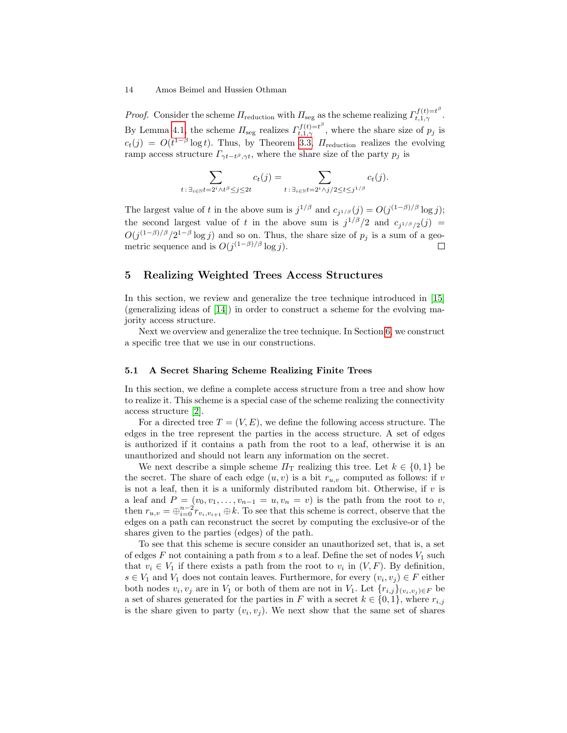*Proof.* Consider the scheme $\Pi_{\text{reduction}}$ with $\Pi_{\text{seg}}$ as the scheme realizing $\Gamma_{t,1,\gamma}^{f(t)=t^\beta}$. By Lemma 4.1, the scheme $\Pi_{\text{seg}}$ realizes $\Gamma_{t,1,\gamma}^{f(t)=t^\beta}$, where the share size of $p_j$ is $c_t(j) = O(t^{1-\beta} \log t)$. Thus, by Theorem 3.3, $\Pi_{\text{reduction}}$ realizes the evolving ramp access structure $\Gamma_{\gamma t - t^\beta, \gamma t}$, where the share size of the party $p_j$ is

$$\sum_{t:\, \exists_{i \in \mathbb{N}} t=2^i \wedge t^\beta \leq j \leq 2t} c_t(j) = \sum_{t:\, \exists_{i \in \mathbb{N}} t=2^i \wedge j/2 \leq t \leq j^{1/\beta}} c_t(j).$$

The largest value of $t$ in the above sum is $j^{1/\beta}$ and $c_{j^{1/\beta}}(j) = O(j^{(1-\beta)/\beta} \log j)$; the second largest value of $t$ in the above sum is $j^{1/\beta}/2$ and $c_{j^{1/\beta}/2}(j) = O(j^{(1-\beta)/\beta}/2^{1-\beta} \log j)$ and so on. Thus, the share size of $p_j$ is a sum of a geometric sequence and is $O(j^{(1-\beta)/\beta} \log j)$. □

## 5 Realizing Weighted Trees Access Structures

In this section, we review and generalize the tree technique introduced in [15] (generalizing ideas of [14]) in order to construct a scheme for the evolving majority access structure.

Next we overview and generalize the tree technique. In Section 6, we construct a specific tree that we use in our constructions.

### 5.1 A Secret Sharing Scheme Realizing Finite Trees

In this section, we define a complete access structure from a tree and show how to realize it. This scheme is a special case of the scheme realizing the connectivity access structure [2].

For a directed tree $T = (V, E)$, we define the following access structure. The edges in the tree represent the parties in the access structure. A set of edges is authorized if it contains a path from the root to a leaf, otherwise it is an unauthorized and should not learn any information on the secret.

We next describe a simple scheme $\Pi_{\text{T}}$ realizing this tree. Let $k \in \{0,1\}$ be the secret. The share of each edge $(u,v)$ is a bit $r_{u,v}$ computed as follows: if $v$ is not a leaf, then it is a uniformly distributed random bit. Otherwise, if $v$ is a leaf and $P = (v_0, v_1, \dots, v_{n-1} = u, v_n = v)$ is the path from the root to $v$, then $r_{u,v} = \oplus_{i=0}^{n-2} r_{v_i, v_{i+1}} \oplus k$. To see that this scheme is correct, observe that the edges on a path can reconstruct the secret by computing the exclusive-or of the shares given to the parties (edges) of the path.

To see that this scheme is secure consider an unauthorized set, that is, a set of edges $F$ not containing a path from $s$ to a leaf. Define the set of nodes $V_1$ such that $v_i \in V_1$ if there exists a path from the root to $v_i$ in $(V, F)$. By definition, $s \in V_1$ and $V_1$ does not contain leaves. Furthermore, for every $(v_i, v_j) \in F$ either both nodes $v_i, v_j$ are in $V_1$ or both of them are not in $V_1$. Let $\{r_{i,j}\}_{(v_i,v_j) \in F}$ be a set of shares generated for the parties in $F$ with a secret $k \in \{0,1\}$, where $r_{i,j}$ is the share given to party $(v_i, v_j)$. We next show that the same set of shares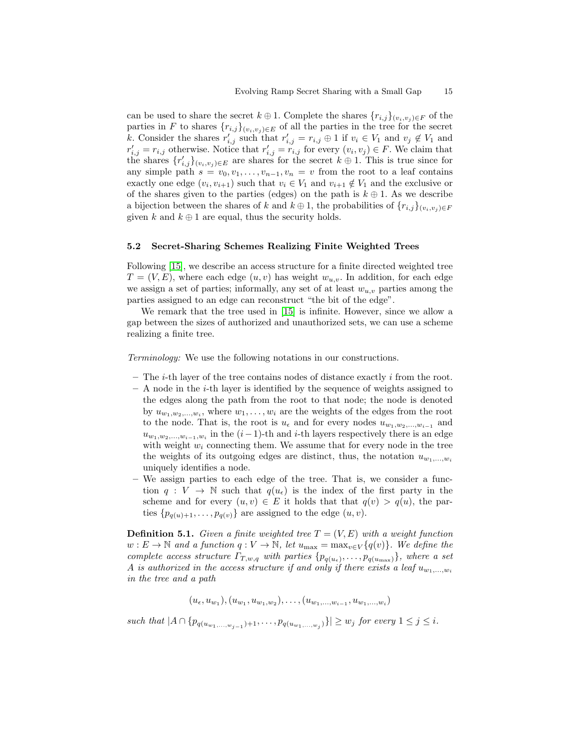can be used to share the secret $k \oplus 1$. Complete the shares $\{r_{i,j}\}_{(v_i,v_j)\in F}$ of the parties in $F$ to shares $\{r_{i,j}\}_{(v_i,v_j)\in E}$ of all the parties in the tree for the secret $k$. Consider the shares $r'_{i,j}$ such that $r'_{i,j} = r_{i,j} \oplus 1$ if $v_i \in V_1$ and $v_j \notin V_1$ and $r'_{i,j} = r_{i,j}$ otherwise. Notice that $r'_{i,j} = r_{i,j}$ for every $(v_i, v_j) \in F$. We claim that the shares $\{r'_{i,j}\}_{(v_i,v_j)\in E}$ are shares for the secret $k \oplus 1$. This is true since for any simple path $s = v_0, v_1, \ldots, v_{n-1}, v_n = v$ from the root to a leaf contains exactly one edge $(v_i, v_{i+1})$ such that $v_i \in V_1$ and $v_{i+1} \notin V_1$ and the exclusive or of the shares given to the parties (edges) on the path is $k \oplus 1$. As we describe a bijection between the shares of $k$ and $k \oplus 1$, the probabilities of $\{r_{i,j}\}_{(v_i,v_j)\in F}$ given $k$ and $k \oplus 1$ are equal, thus the security holds.

### 5.2 Secret-Sharing Schemes Realizing Finite Weighted Trees

Following [15], we describe an access structure for a finite directed weighted tree $T = (V, E)$, where each edge $(u, v)$ has weight $w_{u,v}$. In addition, for each edge we assign a set of parties; informally, any set of at least $w_{u,v}$ parties among the parties assigned to an edge can reconstruct "the bit of the edge".

We remark that the tree used in [15] is infinite. However, since we allow a gap between the sizes of authorized and unauthorized sets, we can use a scheme realizing a finite tree.

*Terminology:* We use the following notations in our constructions.

- The $i$-th layer of the tree contains nodes of distance exactly $i$ from the root.
- A node in the $i$-th layer is identified by the sequence of weights assigned to the edges along the path from the root to that node; the node is denoted by $u_{w_1,w_2,\ldots,w_i}$, where $w_1, \ldots, w_i$ are the weights of the edges from the root to the node. That is, the root is $u_\epsilon$ and for every nodes $u_{w_1,w_2,\ldots,w_{i-1}}$ and $u_{w_1,w_2,\ldots,w_{i-1},w_i}$ in the $(i-1)$-th and $i$-th layers respectively there is an edge with weight $w_i$ connecting them. We assume that for every node in the tree the weights of its outgoing edges are distinct, thus, the notation $u_{w_1,\ldots,w_i}$ uniquely identifies a node.
- We assign parties to each edge of the tree. That is, we consider a function $q : V \to \mathbb{N}$ such that $q(u_\epsilon)$ is the index of the first party in the scheme and for every $(u, v) \in E$ it holds that that $q(v) > q(u)$, the parties $\{p_{q(u)+1}, \ldots, p_{q(v)}\}$ are assigned to the edge $(u, v)$.

**Definition 5.1.** *Given a finite weighted tree $T = (V, E)$ with a weight function $w : E \to \mathbb{N}$ and a function $q : V \to \mathbb{N}$, let $u_{\max} = \max_{v\in V}\{q(v)\}$. We define the complete access structure $\Gamma_{T,w,q}$ with parties $\{p_{q(u_\epsilon)}, \ldots, p_{q(u_{\max})}\}$, where a set $A$ is authorized in the access structure if and only if there exists a leaf $u_{w_1,\ldots,w_i}$ in the tree and a path*

$$(u_\epsilon, u_{w_1}), (u_{w_1}, u_{w_1,w_2}), \ldots, (u_{w_1,\ldots,w_{i-1}}, u_{w_1,\ldots,w_i})$$

*such that $|A \cap \{p_{q(u_{w_1,\ldots,w_{j-1}})+1}, \ldots, p_{q(u_{w_1,\ldots,w_j})}\}| \geq w_j$ for every $1 \leq j \leq i$.*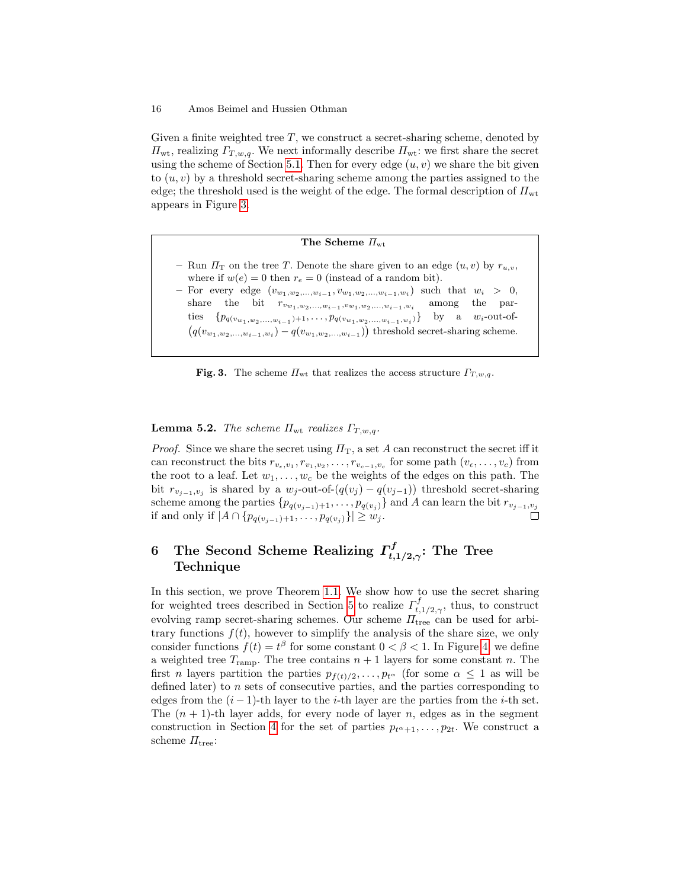Given a finite weighted tree $T$, we construct a secret-sharing scheme, denoted by $\Pi_{\text{wt}}$, realizing $\Gamma_{T,w,q}$. We next informally describe $\Pi_{\text{wt}}$: we first share the secret using the scheme of Section 5.1. Then for every edge $(u, v)$ we share the bit given to $(u, v)$ by a threshold secret-sharing scheme among the parties assigned to the edge; the threshold used is the weight of the edge. The formal description of $\Pi_{\text{wt}}$ appears in Figure 3.

**The Scheme $\Pi_{\text{wt}}$**

- Run $\Pi_{\text{T}}$ on the tree $T$. Denote the share given to an edge $(u, v)$ by $r_{u,v}$, where if $w(e) = 0$ then $r_e = 0$ (instead of a random bit).
- For every edge $(v_{w_1,w_2,\ldots,w_{i-1}}, v_{w_1,w_2,\ldots,w_{i-1},w_i})$ such that $w_i > 0$, share the bit $r_{v_{w_1,w_2,\ldots,w_{i-1}},v_{w_1,w_2,\ldots,w_{i-1},w_i}}$ among the parties $\{p_{q(v_{w_1,w_2,\ldots,w_{i-1}})+1}, \ldots, p_{q(v_{w_1,w_2,\ldots,w_{i-1},w_i})}\}$ by a $w_i$-out-of-$(q(v_{w_1,w_2,\ldots,w_{i-1},w_i}) - q(v_{w_1,w_2,\ldots,w_{i-1}}))$ threshold secret-sharing scheme.

**Fig. 3.** The scheme $\Pi_{\text{wt}}$ that realizes the access structure $\Gamma_{T,w,q}$.

**Lemma 5.2.** *The scheme $\Pi_{\text{wt}}$ realizes $\Gamma_{T,w,q}$.*

*Proof.* Since we share the secret using $\Pi_{\text{T}}$, a set $A$ can reconstruct the secret iff it can reconstruct the bits $r_{v_\epsilon,v_1}, r_{v_1,v_2}, \ldots, r_{v_{c-1},v_c}$ for some path $(v_\epsilon, \ldots, v_c)$ from the root to a leaf. Let $w_1, \ldots, w_c$ be the weights of the edges on this path. The bit $r_{v_{j-1},v_j}$ is shared by a $w_j$-out-of-$(q(v_j) - q(v_{j-1}))$ threshold secret-sharing scheme among the parties $\{p_{q(v_{j-1})+1}, \ldots, p_{q(v_j)}\}$ and $A$ can learn the bit $r_{v_{j-1},v_j}$ if and only if $|A \cap \{p_{q(v_{j-1})+1}, \ldots, p_{q(v_j)}\}| \geq w_j$. □

## 6 The Second Scheme Realizing $\Gamma^f_{t,1/2,\gamma}$: The Tree Technique

In this section, we prove Theorem 1.1. We show how to use the secret sharing for weighted trees described in Section 5 to realize $\Gamma^f_{t,1/2,\gamma}$, thus, to construct evolving ramp secret-sharing schemes. Our scheme $\Pi_{\text{tree}}$ can be used for arbitrary functions $f(t)$, however to simplify the analysis of the share size, we only consider functions $f(t) = t^\beta$ for some constant $0 < \beta < 1$. In Figure 4, we define a weighted tree $T_{\text{ramp}}$. The tree contains $n + 1$ layers for some constant $n$. The first $n$ layers partition the parties $p_{f(t)/2}, \ldots, p_{t^\alpha}$ (for some $\alpha \leq 1$ as will be defined later) to $n$ sets of consecutive parties, and the parties corresponding to edges from the $(i-1)$-th layer to the $i$-th layer are the parties from the $i$-th set. The $(n+1)$-th layer adds, for every node of layer $n$, edges as in the segment construction in Section 4 for the set of parties $p_{t^\alpha+1}, \ldots, p_{2t}$. We construct a scheme $\Pi_{\text{tree}}$: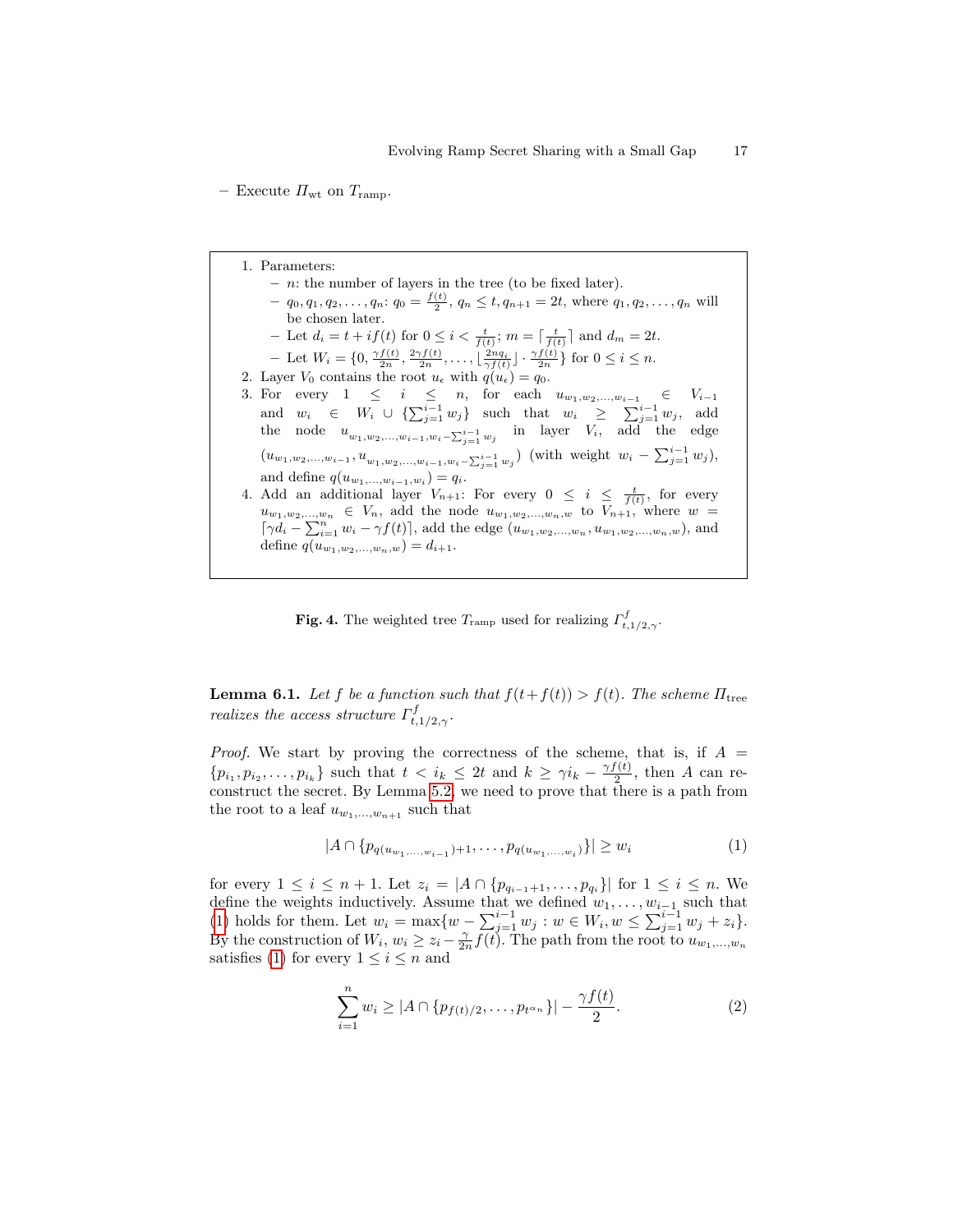– Execute $\Pi_{\mathrm{wt}}$ on $T_{\mathrm{ramp}}$.

1. Parameters:
   - $n$: the number of layers in the tree (to be fixed later).
   - $q_0, q_1, q_2, \ldots, q_n$: $q_0 = \frac{f(t)}{2}$, $q_n \leq t$, $q_{n+1} = 2t$, where $q_1, q_2, \ldots, q_n$ will be chosen later.
   - Let $d_i = t + if(t)$ for $0 \leq i < \frac{t}{f(t)}$; $m = \lceil \frac{t}{f(t)} \rceil$ and $d_m = 2t$.
   - Let $W_i = \{0, \frac{\gamma f(t)}{2n}, \frac{2\gamma f(t)}{2n}, \ldots, \lfloor \frac{2nq_i}{\gamma f(t)} \rfloor \cdot \frac{\gamma f(t)}{2n}\}$ for $0 \leq i \leq n$.
2. Layer $V_0$ contains the root $u_\epsilon$ with $q(u_\epsilon) = q_0$.
3. For every $1 \leq i \leq n$, for each $u_{w_1,w_2,\ldots,w_{i-1}} \in V_{i-1}$ and $w_i \in W_i \cup \{\sum_{j=1}^{i-1} w_j\}$ such that $w_i \geq \sum_{j=1}^{i-1} w_j$, add the node $u_{w_1,w_2,\ldots,w_{i-1},w_i - \sum_{j=1}^{i-1} w_j}$ in layer $V_i$, add the edge $(u_{w_1,w_2,\ldots,w_{i-1}}, u_{w_1,w_2,\ldots,w_{i-1},w_i - \sum_{j=1}^{i-1} w_j})$ (with weight $w_i - \sum_{j=1}^{i-1} w_j$), and define $q(u_{w_1,\ldots,w_{i-1},w_i}) = q_i$.
4. Add an additional layer $V_{n+1}$: For every $0 \leq i \leq \frac{t}{f(t)}$, for every $u_{w_1,w_2,\ldots,w_n} \in V_n$, add the node $u_{w_1,w_2,\ldots,w_n,w}$ to $V_{n+1}$, where $w = \lceil \gamma d_i - \sum_{i=1}^{n} w_i - \gamma f(t) \rceil$, add the edge $(u_{w_1,w_2,\ldots,w_n}, u_{w_1,w_2,\ldots,w_n,w})$, and define $q(u_{w_1,w_2,\ldots,w_n,w}) = d_{i+1}$.

**Fig. 4.** The weighted tree $T_{\mathrm{ramp}}$ used for realizing $\Gamma^f_{t,1/2,\gamma}$.

**Lemma 6.1.** *Let $f$ be a function such that $f(t+f(t)) > f(t)$. The scheme $\Pi_{\mathrm{tree}}$ realizes the access structure $\Gamma^f_{t,1/2,\gamma}$.*

*Proof.* We start by proving the correctness of the scheme, that is, if $A = \{p_{i_1}, p_{i_2}, \ldots, p_{i_k}\}$ such that $t < i_k \leq 2t$ and $k \geq \gamma i_k - \frac{\gamma f(t)}{2}$, then $A$ can reconstruct the secret. By Lemma 5.2, we need to prove that there is a path from the root to a leaf $u_{w_1,\ldots,w_{n+1}}$ such that

$$|A \cap \{p_{q(u_{w_1,\ldots,w_{i-1}})+1}, \ldots, p_{q(u_{w_1,\ldots,w_i})}\}| \geq w_i \tag{1}$$

for every $1 \leq i \leq n+1$. Let $z_i = |A \cap \{p_{q_{i-1}+1}, \ldots, p_{q_i}\}|$ for $1 \leq i \leq n$. We define the weights inductively. Assume that we defined $w_1, \ldots, w_{i-1}$ such that (1) holds for them. Let $w_i = \max\{w - \sum_{j=1}^{i-1} w_j : w \in W_i, w \leq \sum_{j=1}^{i-1} w_j + z_i\}$. By the construction of $W_i$, $w_i \geq z_i - \frac{\gamma}{2n} f(t)$. The path from the root to $u_{w_1,\ldots,w_n}$ satisfies (1) for every $1 \leq i \leq n$ and

$$\sum_{i=1}^{n} w_i \geq |A \cap \{p_{f(t)/2}, \ldots, p_{t^{\alpha_n}}\}| - \frac{\gamma f(t)}{2}. \tag{2}$$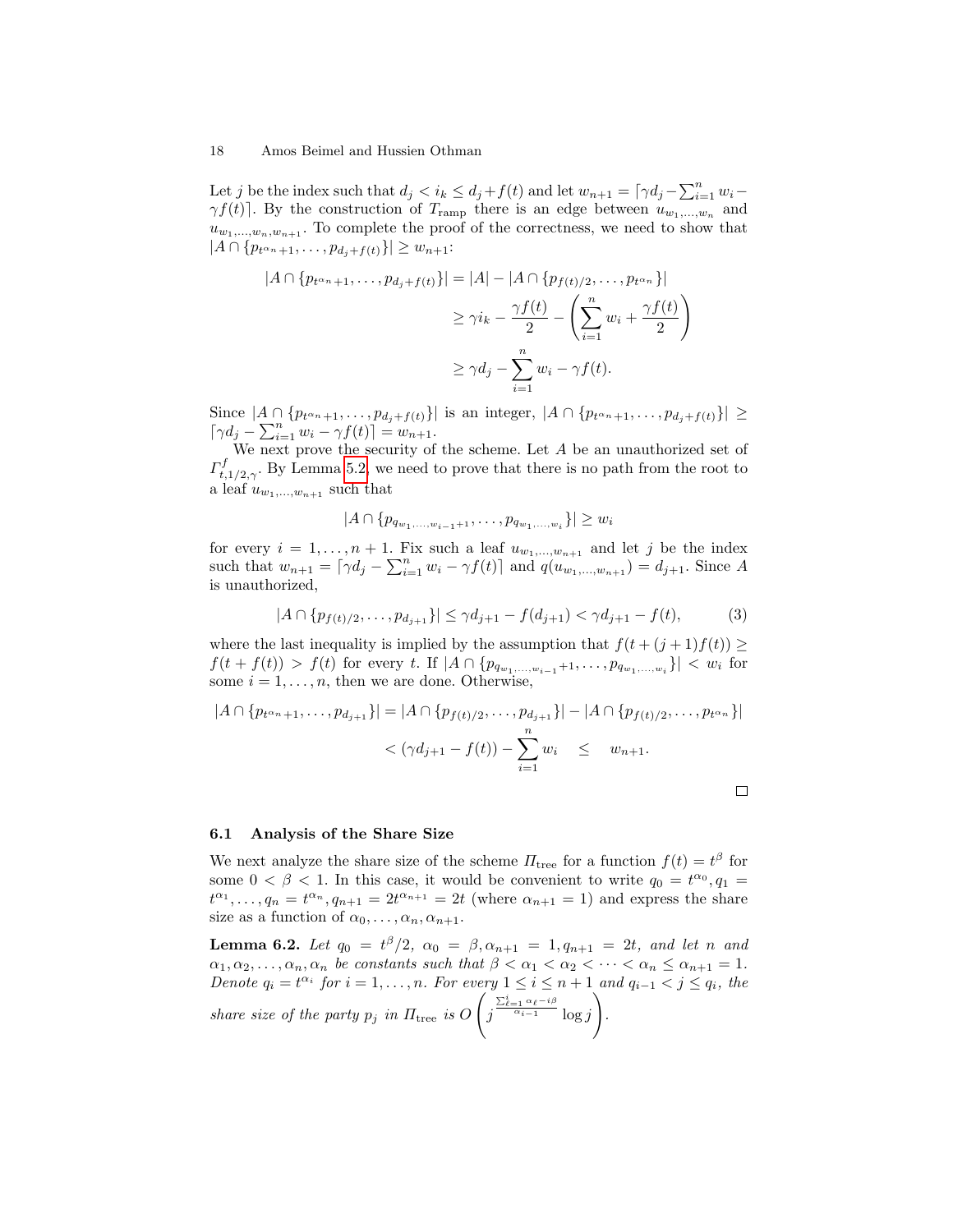Let $j$ be the index such that $d_j < i_k \leq d_j + f(t)$ and let $w_{n+1} = \lceil \gamma d_j - \sum_{i=1}^{n} w_i - \gamma f(t) \rceil$. By the construction of $T_{\text{ramp}}$ there is an edge between $u_{w_1,\dots,w_n}$ and $u_{w_1,\dots,w_n,w_{n+1}}$. To complete the proof of the correctness, we need to show that $|A \cap \{p_{t^{\alpha_n}+1}, \dots, p_{d_j+f(t)}\}| \geq w_{n+1}$:

$$\begin{aligned}
|A \cap \{p_{t^{\alpha_n}+1}, \dots, p_{d_j+f(t)}\}| &= |A| - |A \cap \{p_{f(t)/2}, \dots, p_{t^{\alpha_n}}\}| \\
&\geq \gamma i_k - \frac{\gamma f(t)}{2} - \left( \sum_{i=1}^{n} w_i + \frac{\gamma f(t)}{2} \right) \\
&\geq \gamma d_j - \sum_{i=1}^{n} w_i - \gamma f(t).
\end{aligned}$$

Since $|A \cap \{p_{t^{\alpha_n}+1}, \dots, p_{d_j+f(t)}\}|$ is an integer, $|A \cap \{p_{t^{\alpha_n}+1}, \dots, p_{d_j+f(t)}\}| \geq \lceil \gamma d_j - \sum_{i=1}^{n} w_i - \gamma f(t) \rceil = w_{n+1}$.

We next prove the security of the scheme. Let $A$ be an unauthorized set of $\Gamma^{f}_{t,1/2,\gamma}$. By Lemma 5.2, we need to prove that there is no path from the root to a leaf $u_{w_1,\dots,w_{n+1}}$ such that

$$|A \cap \{p_{q_{w_1,\dots,w_{i-1}}+1}, \dots, p_{q_{w_1,\dots,w_i}}\}| \geq w_i$$

for every $i = 1, \dots, n+1$. Fix such a leaf $u_{w_1,\dots,w_{n+1}}$ and let $j$ be the index such that $w_{n+1} = \lceil \gamma d_j - \sum_{i=1}^{n} w_i - \gamma f(t) \rceil$ and $q(u_{w_1,\dots,w_{n+1}}) = d_{j+1}$. Since $A$ is unauthorized,

$$|A \cap \{p_{f(t)/2}, \dots, p_{d_{j+1}}\}| \leq \gamma d_{j+1} - f(d_{j+1}) < \gamma d_{j+1} - f(t), \tag{3}$$

where the last inequality is implied by the assumption that $f(t + (j+1)f(t)) \geq f(t + f(t)) > f(t)$ for every $t$. If $|A \cap \{p_{q_{w_1,\dots,w_{i-1}}+1}, \dots, p_{q_{w_1,\dots,w_i}}\}| < w_i$ for some $i = 1, \dots, n$, then we are done. Otherwise,

$$\begin{aligned}
|A \cap \{p_{t^{\alpha_n}+1}, \dots, p_{d_{j+1}}\}| &= |A \cap \{p_{f(t)/2}, \dots, p_{d_{j+1}}\}| - |A \cap \{p_{f(t)/2}, \dots, p_{t^{\alpha_n}}\}| \\
&< (\gamma d_{j+1} - f(t)) - \sum_{i=1}^{n} w_i \quad \leq \quad w_{n+1}.
\end{aligned}$$

□

### 6.1 Analysis of the Share Size

We next analyze the share size of the scheme $\Pi_{\text{tree}}$ for a function $f(t) = t^{\beta}$ for some $0 < \beta < 1$. In this case, it would be convenient to write $q_0 = t^{\alpha_0}, q_1 = t^{\alpha_1}, \dots, q_n = t^{\alpha_n}, q_{n+1} = 2t^{\alpha_{n+1}} = 2t$ (where $\alpha_{n+1} = 1$) and express the share size as a function of $\alpha_0, \dots, \alpha_n, \alpha_{n+1}$.

**Lemma 6.2.** *Let $q_0 = t^{\beta}/2$, $\alpha_0 = \beta, \alpha_{n+1} = 1, q_{n+1} = 2t$, and let $n$ and $\alpha_1, \alpha_2, \dots, \alpha_n, \alpha_n$ be constants such that $\beta < \alpha_1 < \alpha_2 < \cdots < \alpha_n \leq \alpha_{n+1} = 1$. Denote $q_i = t^{\alpha_i}$ for $i = 1, \dots, n$. For every $1 \leq i \leq n+1$ and $q_{i-1} < j \leq q_i$, the share size of the party $p_j$ in $\Pi_{\text{tree}}$ is $O\left( j^{\frac{\sum_{\ell=1}^{i} \alpha_\ell - i\beta}{\alpha_{i-1}}} \log j \right)$.*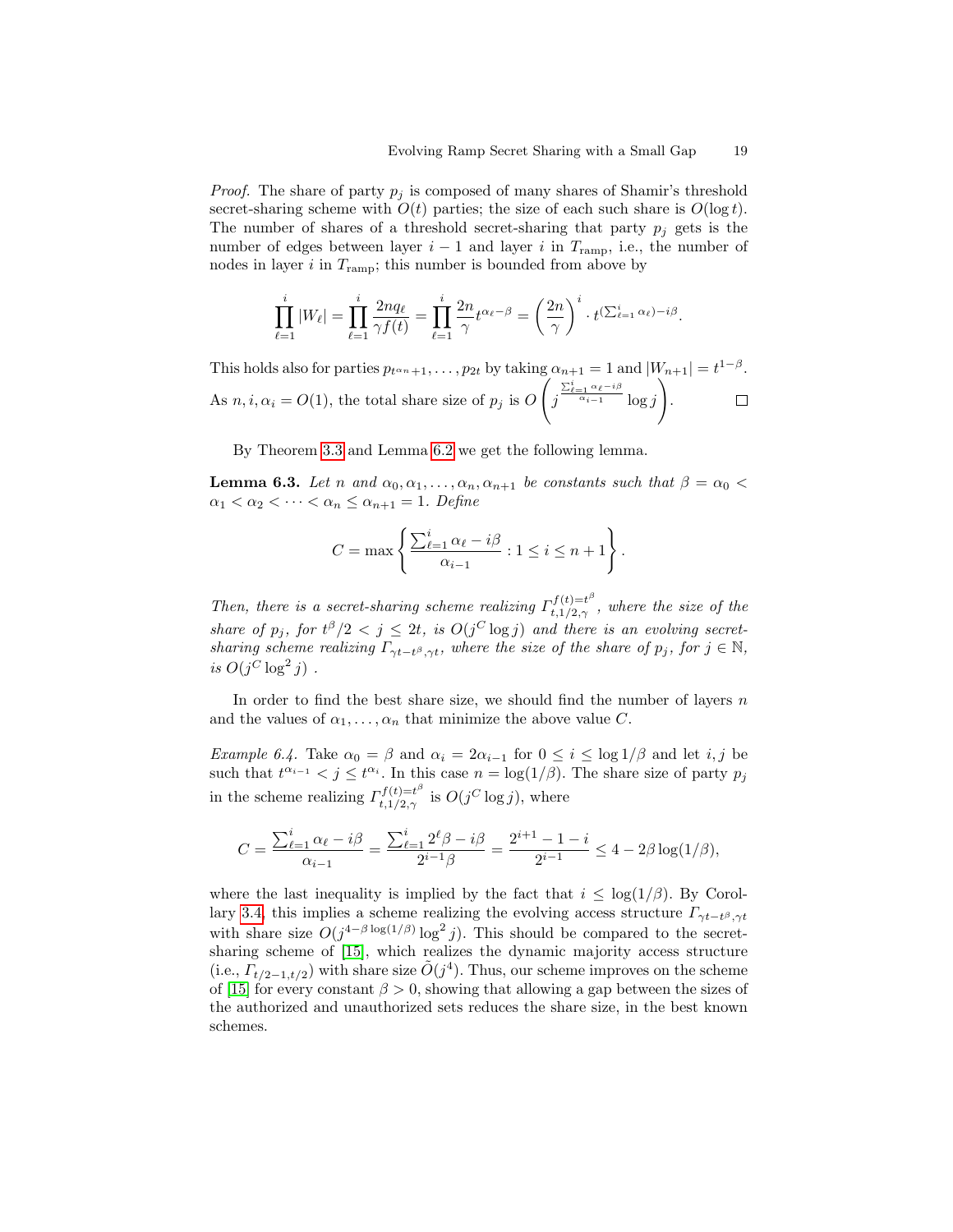*Proof.* The share of party $p_j$ is composed of many shares of Shamir's threshold secret-sharing scheme with $O(t)$ parties; the size of each such share is $O(\log t)$. The number of shares of a threshold secret-sharing that party $p_j$ gets is the number of edges between layer $i-1$ and layer $i$ in $T_{\text{ramp}}$, i.e., the number of nodes in layer $i$ in $T_{\text{ramp}}$; this number is bounded from above by

$$\prod_{\ell=1}^{i} |W_\ell| = \prod_{\ell=1}^{i} \frac{2nq_\ell}{\gamma f(t)} = \prod_{\ell=1}^{i} \frac{2n}{\gamma} t^{\alpha_\ell - \beta} = \left(\frac{2n}{\gamma}\right)^i \cdot t^{(\sum_{\ell=1}^{i} \alpha_\ell) - i\beta}.$$

This holds also for parties $p_{t^{\alpha_n}+1}, \ldots, p_{2t}$ by taking $\alpha_{n+1} = 1$ and $|W_{n+1}| = t^{1-\beta}$. As $n, i, \alpha_i = O(1)$, the total share size of $p_j$ is $O\left(j^{\frac{\sum_{\ell=1}^{i} \alpha_\ell - i\beta}{\alpha_{i-1}}} \log j\right)$. $\square$

By Theorem 3.3 and Lemma 6.2 we get the following lemma.

**Lemma 6.3.** *Let $n$ and $\alpha_0, \alpha_1, \ldots, \alpha_n, \alpha_{n+1}$ be constants such that $\beta = \alpha_0 < \alpha_1 < \alpha_2 < \cdots < \alpha_n \leq \alpha_{n+1} = 1$. Define*

$$C = \max\left\{ \frac{\sum_{\ell=1}^{i} \alpha_\ell - i\beta}{\alpha_{i-1}} : 1 \leq i \leq n+1 \right\}.$$

*Then, there is a secret-sharing scheme realizing $\Gamma^{f(t)=t^\beta}_{t,1/2,\gamma}$, where the size of the share of $p_j$, for $t^\beta/2 < j \leq 2t$, is $O(j^C \log j)$ and there is an evolving secret-sharing scheme realizing $\Gamma_{\gamma t - t^\beta, \gamma t}$, where the size of the share of $p_j$, for $j \in \mathbb{N}$, is $O(j^C \log^2 j)$ .*

In order to find the best share size, we should find the number of layers $n$ and the values of $\alpha_1, \ldots, \alpha_n$ that minimize the above value $C$.

*Example 6.4.* Take $\alpha_0 = \beta$ and $\alpha_i = 2\alpha_{i-1}$ for $0 \leq i \leq \log 1/\beta$ and let $i, j$ be such that $t^{\alpha_{i-1}} < j \leq t^{\alpha_i}$. In this case $n = \log(1/\beta)$. The share size of party $p_j$ in the scheme realizing $\Gamma^{f(t)=t^\beta}_{t,1/2,\gamma}$ is $O(j^C \log j)$, where

$$C = \frac{\sum_{\ell=1}^{i} \alpha_\ell - i\beta}{\alpha_{i-1}} = \frac{\sum_{\ell=1}^{i} 2^\ell \beta - i\beta}{2^{i-1}\beta} = \frac{2^{i+1} - 1 - i}{2^{i-1}} \leq 4 - 2\beta \log(1/\beta),$$

where the last inequality is implied by the fact that $i \leq \log(1/\beta)$. By Corollary 3.4, this implies a scheme realizing the evolving access structure $\Gamma_{\gamma t - t^\beta, \gamma t}$ with share size $O(j^{4 - \beta \log(1/\beta)} \log^2 j)$. This should be compared to the secret-sharing scheme of [15], which realizes the dynamic majority access structure (i.e., $\Gamma_{t/2-1, t/2}$) with share size $\tilde{O}(j^4)$. Thus, our scheme improves on the scheme of [15] for every constant $\beta > 0$, showing that allowing a gap between the sizes of the authorized and unauthorized sets reduces the share size, in the best known schemes.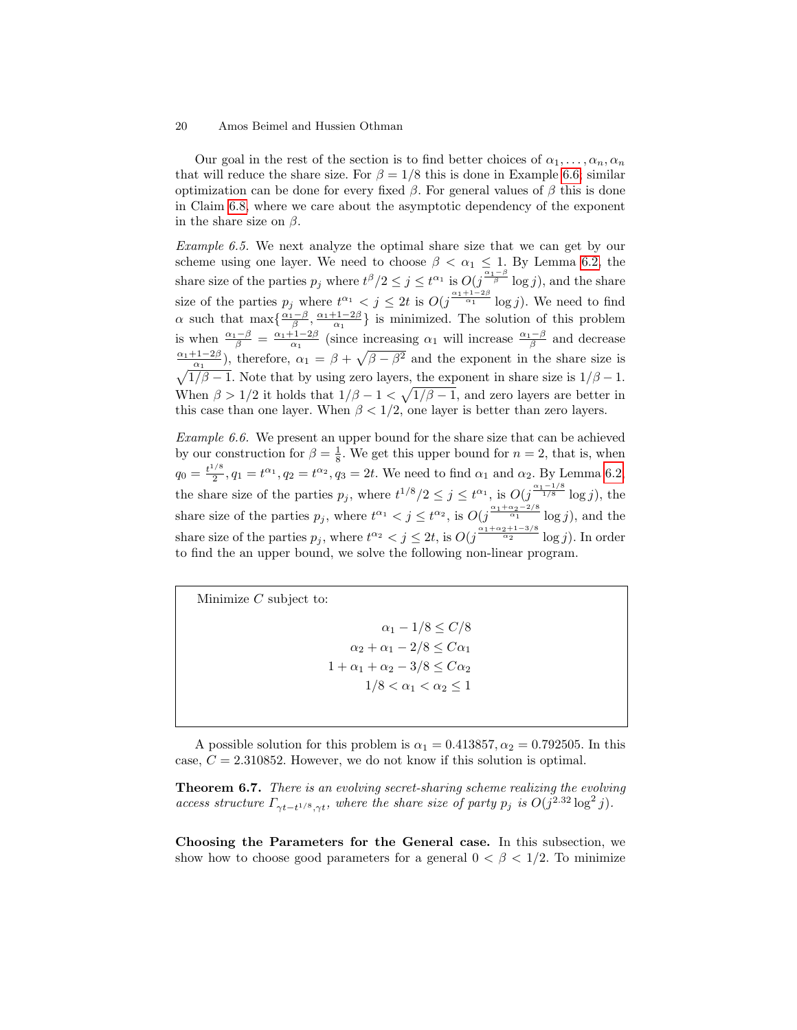Our goal in the rest of the section is to find better choices of $\alpha_1, \ldots, \alpha_n, \alpha_n$ that will reduce the share size. For $\beta = 1/8$ this is done in Example 6.6; similar optimization can be done for every fixed $\beta$. For general values of $\beta$ this is done in Claim 6.8, where we care about the asymptotic dependency of the exponent in the share size on $\beta$.

*Example 6.5.* We next analyze the optimal share size that we can get by our scheme using one layer. We need to choose $\beta < \alpha_1 \leq 1$. By Lemma 6.2, the share size of the parties $p_j$ where $t^\beta/2 \leq j \leq t^{\alpha_1}$ is $O(j^{\frac{\alpha_1 - \beta}{\beta}} \log j)$, and the share size of the parties $p_j$ where $t^{\alpha_1} < j \leq 2t$ is $O(j^{\frac{\alpha_1 + 1 - 2\beta}{\alpha_1}} \log j)$. We need to find $\alpha$ such that $\max\{\frac{\alpha_1 - \beta}{\beta}, \frac{\alpha_1 + 1 - 2\beta}{\alpha_1}\}$ is minimized. The solution of this problem is when $\frac{\alpha_1 - \beta}{\beta} = \frac{\alpha_1 + 1 - 2\beta}{\alpha_1}$ (since increasing $\alpha_1$ will increase $\frac{\alpha_1 - \beta}{\beta}$ and decrease $\frac{\alpha_1 + 1 - 2\beta}{\alpha_1}$), therefore, $\alpha_1 = \beta + \sqrt{\beta - \beta^2}$ and the exponent in the share size is $\sqrt{1/\beta - 1}$. Note that by using zero layers, the exponent in share size is $1/\beta - 1$. When $\beta > 1/2$ it holds that $1/\beta - 1 < \sqrt{1/\beta - 1}$, and zero layers are better in this case than one layer. When $\beta < 1/2$, one layer is better than zero layers.

*Example 6.6.* We present an upper bound for the share size that can be achieved by our construction for $\beta = \frac{1}{8}$. We get this upper bound for $n = 2$, that is, when $q_0 = \frac{t^{1/8}}{2}, q_1 = t^{\alpha_1}, q_2 = t^{\alpha_2}, q_3 = 2t$. We need to find $\alpha_1$ and $\alpha_2$. By Lemma 6.2, the share size of the parties $p_j$, where $t^{1/8}/2 \leq j \leq t^{\alpha_1}$, is $O(j^{\frac{\alpha_1 - 1/8}{1/8}} \log j)$, the share size of the parties $p_j$, where $t^{\alpha_1} < j \leq t^{\alpha_2}$, is $O(j^{\frac{\alpha_1 + \alpha_2 - 2/8}{\alpha_1}} \log j)$, and the share size of the parties $p_j$, where $t^{\alpha_2} < j \leq 2t$, is $O(j^{\frac{\alpha_1 + \alpha_2 + 1 - 3/8}{\alpha_2}} \log j)$. In order to find the an upper bound, we solve the following non-linear program.

Minimize $C$ subject to:

$$\begin{aligned}
\alpha_1 - 1/8 &\leq C/8 \\
\alpha_2 + \alpha_1 - 2/8 &\leq C\alpha_1 \\
1 + \alpha_1 + \alpha_2 - 3/8 &\leq C\alpha_2 \\
1/8 < \alpha_1 < \alpha_2 &\leq 1
\end{aligned}$$

A possible solution for this problem is $\alpha_1 = 0.413857, \alpha_2 = 0.792505$. In this case, $C = 2.310852$. However, we do not know if this solution is optimal.

**Theorem 6.7.** *There is an evolving secret-sharing scheme realizing the evolving access structure $\Gamma_{\gamma t - t^{1/8}, \gamma t}$, where the share size of party $p_j$ is $O(j^{2.32} \log^2 j)$.*

**Choosing the Parameters for the General case.** In this subsection, we show how to choose good parameters for a general $0 < \beta < 1/2$. To minimize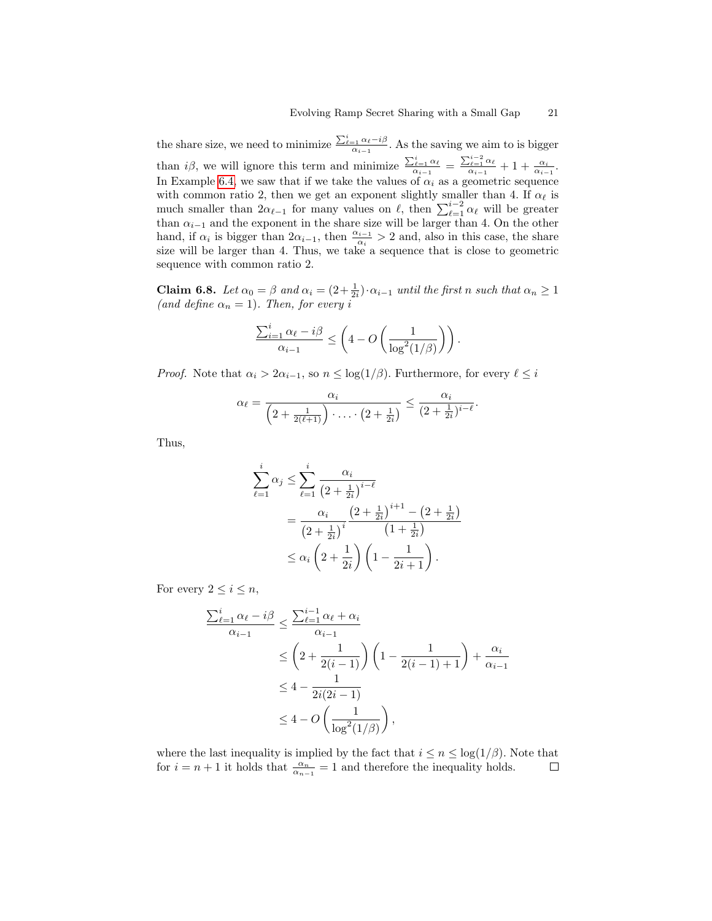the share size, we need to minimize $\frac{\sum_{\ell=1}^{i} \alpha_\ell - i\beta}{\alpha_{i-1}}$. As the saving we aim to is bigger than $i\beta$, we will ignore this term and minimize $\frac{\sum_{\ell=1}^{i} \alpha_\ell}{\alpha_{i-1}} = \frac{\sum_{\ell=1}^{i-2} \alpha_\ell}{\alpha_{i-1}} + 1 + \frac{\alpha_i}{\alpha_{i-1}}$. In Example 6.4, we saw that if we take the values of $\alpha_i$ as a geometric sequence with common ratio 2, then we get an exponent slightly smaller than 4. If $\alpha_\ell$ is much smaller than $2\alpha_{\ell-1}$ for many values on $\ell$, then $\sum_{\ell=1}^{i-2} \alpha_\ell$ will be greater than $\alpha_{i-1}$ and the exponent in the share size will be larger than 4. On the other hand, if $\alpha_i$ is bigger than $2\alpha_{i-1}$, then $\frac{\alpha_{i-1}}{\alpha_i} > 2$ and, also in this case, the share size will be larger than 4. Thus, we take a sequence that is close to geometric sequence with common ratio 2.

**Claim 6.8.** *Let $\alpha_0 = \beta$ and $\alpha_i = (2 + \frac{1}{2i}) \cdot \alpha_{i-1}$ until the first $n$ such that $\alpha_n \geq 1$ (and define $\alpha_n = 1$). Then, for every $i$*

$$\frac{\sum_{i=1}^{i} \alpha_\ell - i\beta}{\alpha_{i-1}} \leq \left(4 - O\left(\frac{1}{\log^2(1/\beta)}\right)\right).$$

*Proof.* Note that $\alpha_i > 2\alpha_{i-1}$, so $n \leq \log(1/\beta)$. Furthermore, for every $\ell \leq i$

$$\alpha_\ell = \frac{\alpha_i}{\left(2 + \frac{1}{2(\ell+1)}\right) \cdot \ldots \cdot \left(2 + \frac{1}{2i}\right)} \leq \frac{\alpha_i}{(2 + \frac{1}{2i})^{i-\ell}}.$$

Thus,

$$\begin{aligned}
\sum_{\ell=1}^{i} \alpha_j &\leq \sum_{\ell=1}^{i} \frac{\alpha_i}{\left(2 + \frac{1}{2i}\right)^{i-\ell}} \\
&= \frac{\alpha_i}{\left(2 + \frac{1}{2i}\right)^{i}} \frac{\left(2 + \frac{1}{2i}\right)^{i+1} - \left(2 + \frac{1}{2i}\right)}{\left(1 + \frac{1}{2i}\right)} \\
&\leq \alpha_i \left(2 + \frac{1}{2i}\right)\left(1 - \frac{1}{2i+1}\right).
\end{aligned}$$

For every $2 \leq i \leq n$,

$$\begin{aligned}
\frac{\sum_{\ell=1}^{i} \alpha_\ell - i\beta}{\alpha_{i-1}} &\leq \frac{\sum_{\ell=1}^{i-1} \alpha_\ell + \alpha_i}{\alpha_{i-1}} \\
&\leq \left(2 + \frac{1}{2(i-1)}\right)\left(1 - \frac{1}{2(i-1)+1}\right) + \frac{\alpha_i}{\alpha_{i-1}} \\
&\leq 4 - \frac{1}{2i(2i-1)} \\
&\leq 4 - O\left(\frac{1}{\log^2(1/\beta)}\right),
\end{aligned}$$

where the last inequality is implied by the fact that $i \leq n \leq \log(1/\beta)$. Note that for $i = n+1$ it holds that $\frac{\alpha_n}{\alpha_{n-1}} = 1$ and therefore the inequality holds. □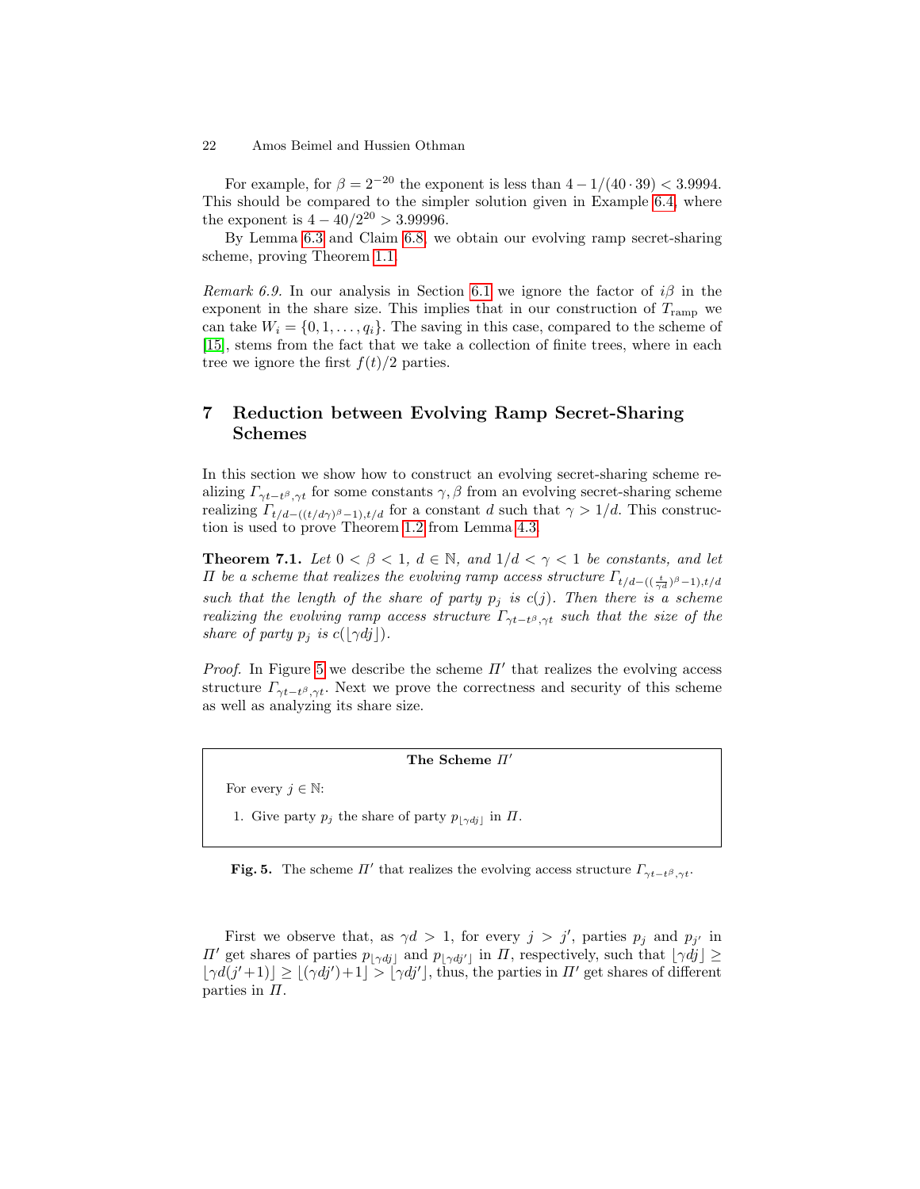For example, for $\beta = 2^{-20}$ the exponent is less than $4 - 1/(40 \cdot 39) < 3.9994$. This should be compared to the simpler solution given in Example 6.4, where the exponent is $4 - 40/2^{20} > 3.99996$.

By Lemma 6.3 and Claim 6.8, we obtain our evolving ramp secret-sharing scheme, proving Theorem 1.1.

*Remark 6.9.* In our analysis in Section 6.1 we ignore the factor of $i\beta$ in the exponent in the share size. This implies that in our construction of $T_{\text{ramp}}$ we can take $W_i = \{0, 1, \ldots, q_i\}$. The saving in this case, compared to the scheme of [15], stems from the fact that we take a collection of finite trees, where in each tree we ignore the first $f(t)/2$ parties.

## 7 Reduction between Evolving Ramp Secret-Sharing Schemes

In this section we show how to construct an evolving secret-sharing scheme realizing $\Gamma_{\gamma t - t^\beta, \gamma t}$ for some constants $\gamma, \beta$ from an evolving secret-sharing scheme realizing $\Gamma_{t/d - ((t/d\gamma)^\beta - 1), t/d}$ for a constant $d$ such that $\gamma > 1/d$. This construction is used to prove Theorem 1.2 from Lemma 4.3.

**Theorem 7.1.** *Let $0 < \beta < 1$, $d \in \mathbb{N}$, and $1/d < \gamma < 1$ be constants, and let $\Pi$ be a scheme that realizes the evolving ramp access structure $\Gamma_{t/d - ((\frac{t}{\gamma d})^\beta - 1), t/d}$ such that the length of the share of party $p_j$ is $c(j)$. Then there is a scheme realizing the evolving ramp access structure $\Gamma_{\gamma t - t^\beta, \gamma t}$ such that the size of the share of party $p_j$ is $c(\lfloor \gamma d j \rfloor)$.*

*Proof.* In Figure 5 we describe the scheme $\Pi'$ that realizes the evolving access structure $\Gamma_{\gamma t - t^\beta, \gamma t}$. Next we prove the correctness and security of this scheme as well as analyzing its share size.

---

**The Scheme $\Pi'$**

For every $j \in \mathbb{N}$:

1. Give party $p_j$ the share of party $p_{\lfloor \gamma d j \rfloor}$ in $\Pi$.

---

**Fig. 5.** The scheme $\Pi'$ that realizes the evolving access structure $\Gamma_{\gamma t - t^\beta, \gamma t}$.

First we observe that, as $\gamma d > 1$, for every $j > j'$, parties $p_j$ and $p_{j'}$ in $\Pi'$ get shares of parties $p_{\lfloor \gamma d j \rfloor}$ and $p_{\lfloor \gamma d j' \rfloor}$ in $\Pi$, respectively, such that $\lfloor \gamma d j \rfloor \geq \lfloor \gamma d (j'+1) \rfloor \geq \lfloor (\gamma d j') + 1 \rfloor > \lfloor \gamma d j' \rfloor$, thus, the parties in $\Pi'$ get shares of different parties in $\Pi$.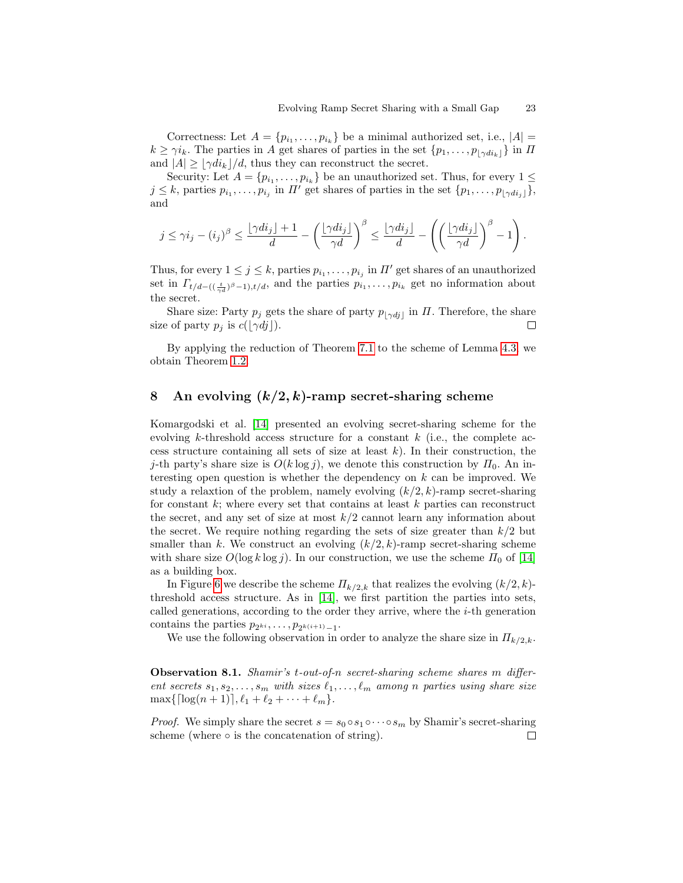Correctness: Let $A = \{p_{i_1}, \ldots, p_{i_k}\}$ be a minimal authorized set, i.e., $|A| = k \geq \gamma i_k$. The parties in $A$ get shares of parties in the set $\{p_1, \ldots, p_{\lfloor \gamma d i_k \rfloor}\}$ in $\Pi$ and $|A| \geq \lfloor \gamma d i_k \rfloor / d$, thus they can reconstruct the secret.

Security: Let $A = \{p_{i_1}, \ldots, p_{i_k}\}$ be an unauthorized set. Thus, for every $1 \leq j \leq k$, parties $p_{i_1}, \ldots, p_{i_j}$ in $\Pi'$ get shares of parties in the set $\{p_1, \ldots, p_{\lfloor \gamma d i_j \rfloor}\}$, and

$$j \leq \gamma i_j - (i_j)^\beta \leq \frac{\lfloor \gamma d i_j \rfloor + 1}{d} - \left(\frac{\lfloor \gamma d i_j \rfloor}{\gamma d}\right)^\beta \leq \frac{\lfloor \gamma d i_j \rfloor}{d} - \left(\left(\frac{\lfloor \gamma d i_j \rfloor}{\gamma d}\right)^\beta - 1\right).$$

Thus, for every $1 \leq j \leq k$, parties $p_{i_1}, \ldots, p_{i_j}$ in $\Pi'$ get shares of an unauthorized set in $\Gamma_{t/d - ((\frac{t}{\gamma d})^\beta - 1), t/d}$, and the parties $p_{i_1}, \ldots, p_{i_k}$ get no information about the secret.

Share size: Party $p_j$ gets the share of party $p_{\lfloor \gamma d j \rfloor}$ in $\Pi$. Therefore, the share size of party $p_j$ is $c(\lfloor \gamma d j \rfloor)$. □

By applying the reduction of Theorem 7.1 to the scheme of Lemma 4.3, we obtain Theorem 1.2.

# 8 An evolving $(k/2, k)$-ramp secret-sharing scheme

Komargodski et al. [14] presented an evolving secret-sharing scheme for the evolving $k$-threshold access structure for a constant $k$ (i.e., the complete access structure containing all sets of size at least $k$). In their construction, the $j$-th party's share size is $O(k \log j)$, we denote this construction by $\Pi_0$. An interesting open question is whether the dependency on $k$ can be improved. We study a relaxtion of the problem, namely evolving $(k/2, k)$-ramp secret-sharing for constant $k$; where every set that contains at least $k$ parties can reconstruct the secret, and any set of size at most $k/2$ cannot learn any information about the secret. We require nothing regarding the sets of size greater than $k/2$ but smaller than $k$. We construct an evolving $(k/2, k)$-ramp secret-sharing scheme with share size $O(\log k \log j)$. In our construction, we use the scheme $\Pi_0$ of [14] as a building box.

In Figure 6 we describe the scheme $\Pi_{k/2,k}$ that realizes the evolving $(k/2, k)$-threshold access structure. As in [14], we first partition the parties into sets, called generations, according to the order they arrive, where the $i$-th generation contains the parties $p_{2^{ki}}, \ldots, p_{2^{k(i+1)}-1}$.

We use the following observation in order to analyze the share size in $\Pi_{k/2,k}$.

**Observation 8.1.** *Shamir's $t$-out-of-$n$ secret-sharing scheme shares $m$ different secrets $s_1, s_2, \ldots, s_m$ with sizes $\ell_1, \ldots, \ell_m$ among $n$ parties using share size* $\max\{\lceil \log(n+1) \rceil, \ell_1 + \ell_2 + \cdots + \ell_m\}$.

*Proof.* We simply share the secret $s = s_0 \circ s_1 \circ \cdots \circ s_m$ by Shamir's secret-sharing scheme (where $\circ$ is the concatenation of string). □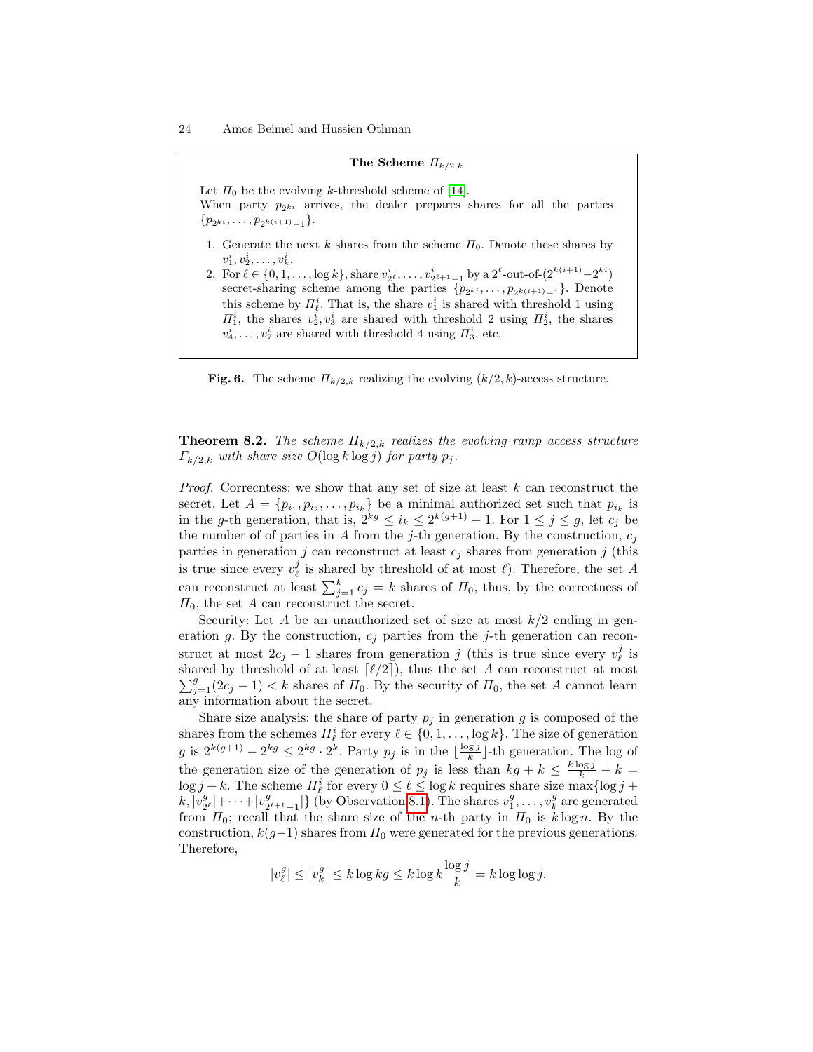**The Scheme $\Pi_{k/2,k}$**

Let $\Pi_0$ be the evolving $k$-threshold scheme of [14].
When party $p_{2^{ki}}$ arrives, the dealer prepares shares for all the parties $\{p_{2^{ki}}, \ldots, p_{2^{k(i+1)}-1}\}$.

1. Generate the next $k$ shares from the scheme $\Pi_0$. Denote these shares by $v_1^i, v_2^i, \ldots, v_k^i$.
2. For $\ell \in \{0, 1, \ldots, \log k\}$, share $v_{2^\ell}^i, \ldots, v_{2^{\ell+1}-1}^i$ by a $2^\ell$-out-of-$(2^{k(i+1)} - 2^{ki})$ secret-sharing scheme among the parties $\{p_{2^{ki}}, \ldots, p_{2^{k(i+1)}-1}\}$. Denote this scheme by $\Pi_\ell^i$. That is, the share $v_1^i$ is shared with threshold 1 using $\Pi_1^i$, the shares $v_2^i, v_3^i$ are shared with threshold 2 using $\Pi_2^i$, the shares $v_4^i, \ldots, v_7^i$ are shared with threshold 4 using $\Pi_3^i$, etc.

**Fig. 6.** The scheme $\Pi_{k/2,k}$ realizing the evolving $(k/2,k)$-access structure.

**Theorem 8.2.** *The scheme $\Pi_{k/2,k}$ realizes the evolving ramp access structure $\Gamma_{k/2,k}$ with share size $O(\log k \log j)$ for party $p_j$.*

*Proof.* Correcntess: we show that any set of size at least $k$ can reconstruct the secret. Let $A = \{p_{i_1}, p_{i_2}, \ldots, p_{i_k}\}$ be a minimal authorized set such that $p_{i_k}$ is in the $g$-th generation, that is, $2^{kg} \leq i_k \leq 2^{k(g+1)} - 1$. For $1 \leq j \leq g$, let $c_j$ be the number of of parties in $A$ from the $j$-th generation. By the construction, $c_j$ parties in generation $j$ can reconstruct at least $c_j$ shares from generation $j$ (this is true since every $v_\ell^j$ is shared by threshold of at most $\ell$). Therefore, the set $A$ can reconstruct at least $\sum_{j=1}^{k} c_j = k$ shares of $\Pi_0$, thus, by the correctness of $\Pi_0$, the set $A$ can reconstruct the secret.

Security: Let $A$ be an unauthorized set of size at most $k/2$ ending in generation $g$. By the construction, $c_j$ parties from the $j$-th generation can reconstruct at most $2c_j - 1$ shares from generation $j$ (this is true since every $v_\ell^j$ is shared by threshold of at least $\lceil \ell/2 \rceil$), thus the set $A$ can reconstruct at most $\sum_{j=1}^{g}(2c_j - 1) < k$ shares of $\Pi_0$. By the security of $\Pi_0$, the set $A$ cannot learn any information about the secret.

Share size analysis: the share of party $p_j$ in generation $g$ is composed of the shares from the schemes $\Pi_\ell^i$ for every $\ell \in \{0, 1, \ldots, \log k\}$. The size of generation $g$ is $2^{k(g+1)} - 2^{kg} \leq 2^{kg} \cdot 2^k$. Party $p_j$ is in the $\lfloor \frac{\log j}{k} \rfloor$-th generation. The log of the generation size of the generation of $p_j$ is less than $kg + k \leq \frac{k \log j}{k} + k = \log j + k$. The scheme $\Pi_\ell^i$ for every $0 \leq \ell \leq \log k$ requires share size $\max\{\log j + k, |v_{2^\ell}^g| + \cdots + |v_{2^{\ell+1}-1}^g|\}$ (by Observation 8.1). The shares $v_1^g, \ldots, v_k^g$ are generated from $\Pi_0$; recall that the share size of the $n$-th party in $\Pi_0$ is $k \log n$. By the construction, $k(g-1)$ shares from $\Pi_0$ were generated for the previous generations. Therefore,

$$|v_\ell^g| \leq |v_k^g| \leq k \log kg \leq k \log k \frac{\log j}{k} = k \log \log j.$$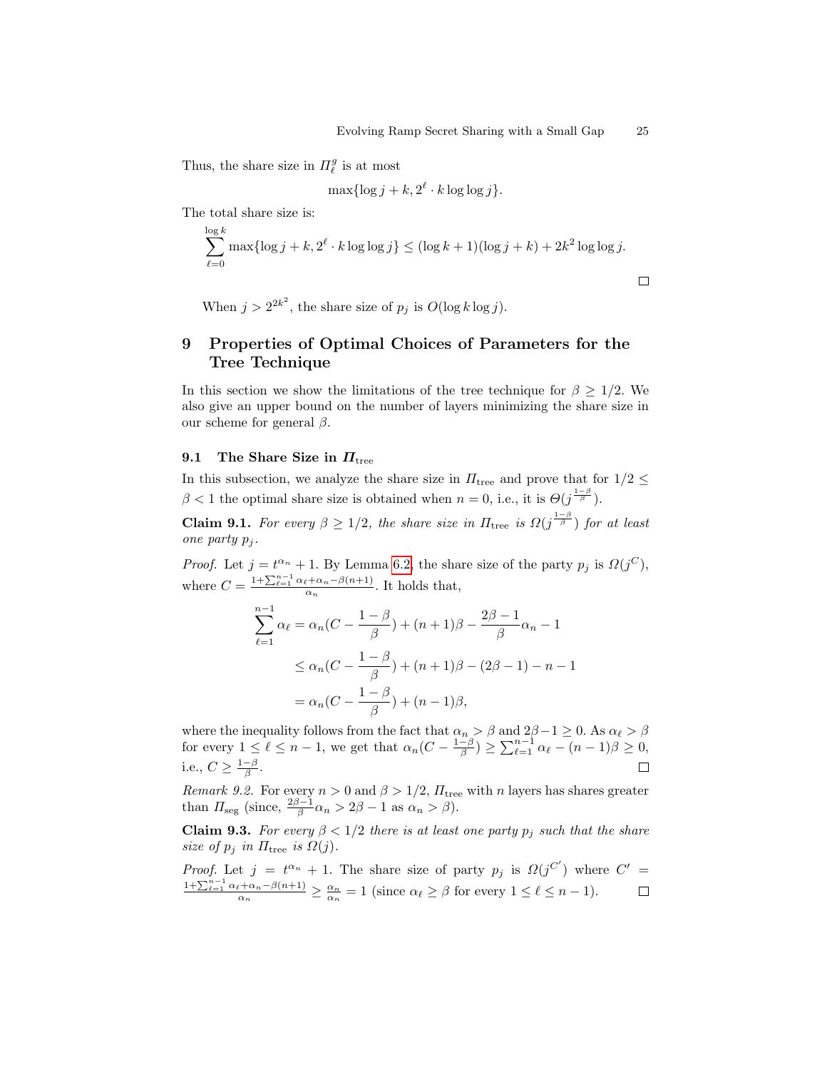Thus, the share size in $\Pi_\ell^g$ is at most

$$\max\{\log j + k, 2^\ell \cdot k \log\log j\}.$$

The total share size is:

$$\sum_{\ell=0}^{\log k} \max\{\log j + k, 2^\ell \cdot k \log\log j\} \leq (\log k + 1)(\log j + k) + 2k^2 \log\log j.$$

□

When $j > 2^{2k^2}$, the share size of $p_j$ is $O(\log k \log j)$.

## 9 Properties of Optimal Choices of Parameters for the Tree Technique

In this section we show the limitations of the tree technique for $\beta \geq 1/2$. We also give an upper bound on the number of layers minimizing the share size in our scheme for general $\beta$.

### 9.1 The Share Size in $\Pi_{\text{tree}}$

In this subsection, we analyze the share size in $\Pi_{\text{tree}}$ and prove that for $1/2 \leq \beta < 1$ the optimal share size is obtained when $n = 0$, i.e., it is $\Theta(j^{\frac{1-\beta}{\beta}})$.

**Claim 9.1.** *For every $\beta \geq 1/2$, the share size in $\Pi_{\text{tree}}$ is $\Omega(j^{\frac{1-\beta}{\beta}})$ for at least one party $p_j$.*

*Proof.* Let $j = t^{\alpha_n} + 1$. By Lemma 6.2, the share size of the party $p_j$ is $\Omega(j^C)$, where $C = \frac{1+\sum_{\ell=1}^{n-1}\alpha_\ell + \alpha_n - \beta(n+1)}{\alpha_n}$. It holds that,

$$\begin{aligned}
\sum_{\ell=1}^{n-1} \alpha_\ell &= \alpha_n\left(C - \frac{1-\beta}{\beta}\right) + (n+1)\beta - \frac{2\beta-1}{\beta}\alpha_n - 1 \\
&\leq \alpha_n\left(C - \frac{1-\beta}{\beta}\right) + (n+1)\beta - (2\beta-1) - n - 1 \\
&= \alpha_n\left(C - \frac{1-\beta}{\beta}\right) + (n-1)\beta,
\end{aligned}$$

where the inequality follows from the fact that $\alpha_n > \beta$ and $2\beta - 1 \geq 0$. As $\alpha_\ell > \beta$ for every $1 \leq \ell \leq n-1$, we get that $\alpha_n(C - \frac{1-\beta}{\beta}) \geq \sum_{\ell=1}^{n-1}\alpha_\ell - (n-1)\beta \geq 0$, i.e., $C \geq \frac{1-\beta}{\beta}$. □

*Remark 9.2.* For every $n > 0$ and $\beta > 1/2$, $\Pi_{\text{tree}}$ with $n$ layers has shares greater than $\Pi_{\text{seg}}$ (since, $\frac{2\beta-1}{\beta}\alpha_n > 2\beta - 1$ as $\alpha_n > \beta$).

**Claim 9.3.** *For every $\beta < 1/2$ there is at least one party $p_j$ such that the share size of $p_j$ in $\Pi_{\text{tree}}$ is $\Omega(j)$.*

*Proof.* Let $j = t^{\alpha_n} + 1$. The share size of party $p_j$ is $\Omega(j^{C'})$ where $C' = \frac{1+\sum_{\ell=1}^{n-1}\alpha_\ell + \alpha_n - \beta(n+1)}{\alpha_n} \geq \frac{\alpha_n}{\alpha_n} = 1$ (since $\alpha_\ell \geq \beta$ for every $1 \leq \ell \leq n-1$). □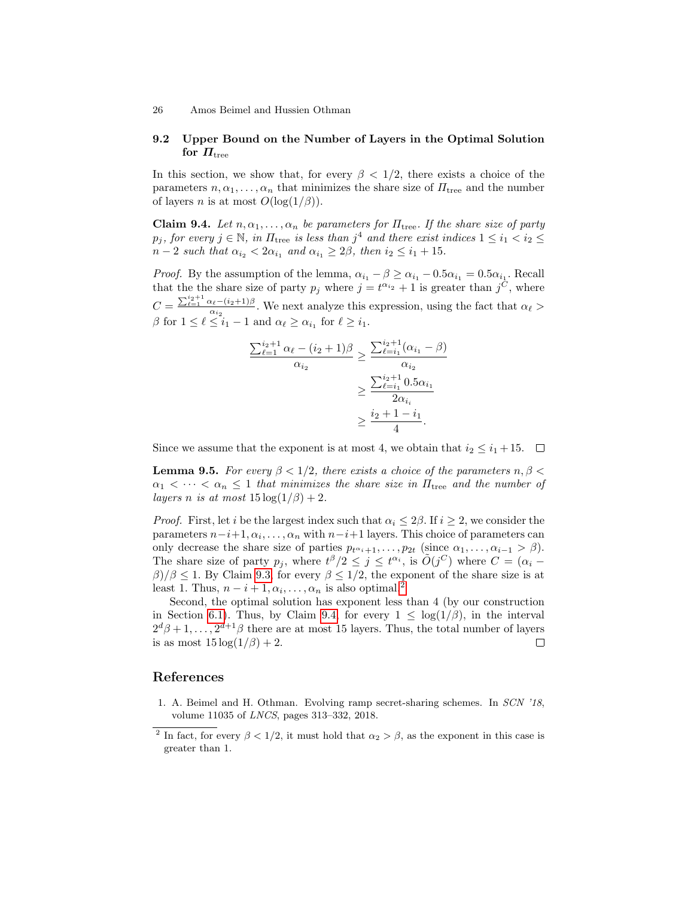### 9.2 Upper Bound on the Number of Layers in the Optimal Solution for $\Pi_{\text{tree}}$

In this section, we show that, for every $\beta < 1/2$, there exists a choice of the parameters $n, \alpha_1, \ldots, \alpha_n$ that minimizes the share size of $\Pi_{\text{tree}}$ and the number of layers $n$ is at most $O(\log(1/\beta))$.

**Claim 9.4.** *Let $n, \alpha_1, \ldots, \alpha_n$ be parameters for $\Pi_{\text{tree}}$. If the share size of party $p_j$, for every $j \in \mathbb{N}$, in $\Pi_{\text{tree}}$ is less than $j^4$ and there exist indices $1 \leq i_1 < i_2 \leq n-2$ such that $\alpha_{i_2} < 2\alpha_{i_1}$ and $\alpha_{i_1} \geq 2\beta$, then $i_2 \leq i_1 + 15$.*

*Proof.* By the assumption of the lemma, $\alpha_{i_1} - \beta \geq \alpha_{i_1} - 0.5\alpha_{i_1} = 0.5\alpha_{i_1}$. Recall that the the share size of party $p_j$ where $j = t^{\alpha_{i_2}} + 1$ is greater than $j^C$, where $C = \frac{\sum_{\ell=1}^{i_2+1} \alpha_\ell - (i_2+1)\beta}{\alpha_{i_2}}$. We next analyze this expression, using the fact that $\alpha_\ell > \beta$ for $1 \leq \ell \leq i_1 - 1$ and $\alpha_\ell \geq \alpha_{i_1}$ for $\ell \geq i_1$.

$$
\begin{aligned}
\frac{\sum_{\ell=1}^{i_2+1} \alpha_\ell - (i_2+1)\beta}{\alpha_{i_2}} &\geq \frac{\sum_{\ell=i_1}^{i_2+1} (\alpha_{i_1} - \beta)}{\alpha_{i_2}} \\
&\geq \frac{\sum_{\ell=i_1}^{i_2+1} 0.5\alpha_{i_1}}{2\alpha_{i_i}} \\
&\geq \frac{i_2 + 1 - i_1}{4}.
\end{aligned}
$$

Since we assume that the exponent is at most 4, we obtain that $i_2 \leq i_1 + 15$. $\square$

**Lemma 9.5.** *For every $\beta < 1/2$, there exists a choice of the parameters $n, \beta < \alpha_1 < \cdots < \alpha_n \leq 1$ that minimizes the share size in $\Pi_{\text{tree}}$ and the number of layers $n$ is at most $15\log(1/\beta) + 2$.*

*Proof.* First, let $i$ be the largest index such that $\alpha_i \leq 2\beta$. If $i \geq 2$, we consider the parameters $n-i+1, \alpha_i, \ldots, \alpha_n$ with $n-i+1$ layers. This choice of parameters can only decrease the share size of parties $p_{t^{\alpha_i}+1}, \ldots, p_{2t}$ (since $\alpha_1, \ldots, \alpha_{i-1} > \beta$). The share size of party $p_j$, where $t^\beta/2 \leq j \leq t^{\alpha_i}$, is $\tilde{O}(j^C)$ where $C = (\alpha_i - \beta)/\beta \leq 1$. By Claim 9.3, for every $\beta \leq 1/2$, the exponent of the share size is at least 1. Thus, $n-i+1, \alpha_i, \ldots, \alpha_n$ is also optimal.[2]

Second, the optimal solution has exponent less than 4 (by our construction in Section 6.1). Thus, by Claim 9.4, for every $1 \leq \log(1/\beta)$, in the interval $2^d\beta + 1, \ldots, 2^{d+1}\beta$ there are at most 15 layers. Thus, the total number of layers is as most $15\log(1/\beta) + 2$. $\square$

## References

1. A. Beimel and H. Othman. Evolving ramp secret-sharing schemes. In *SCN '18*, volume 11035 of *LNCS*, pages 313–332, 2018.

---

[2] In fact, for every $\beta < 1/2$, it must hold that $\alpha_2 > \beta$, as the exponent in this case is greater than 1.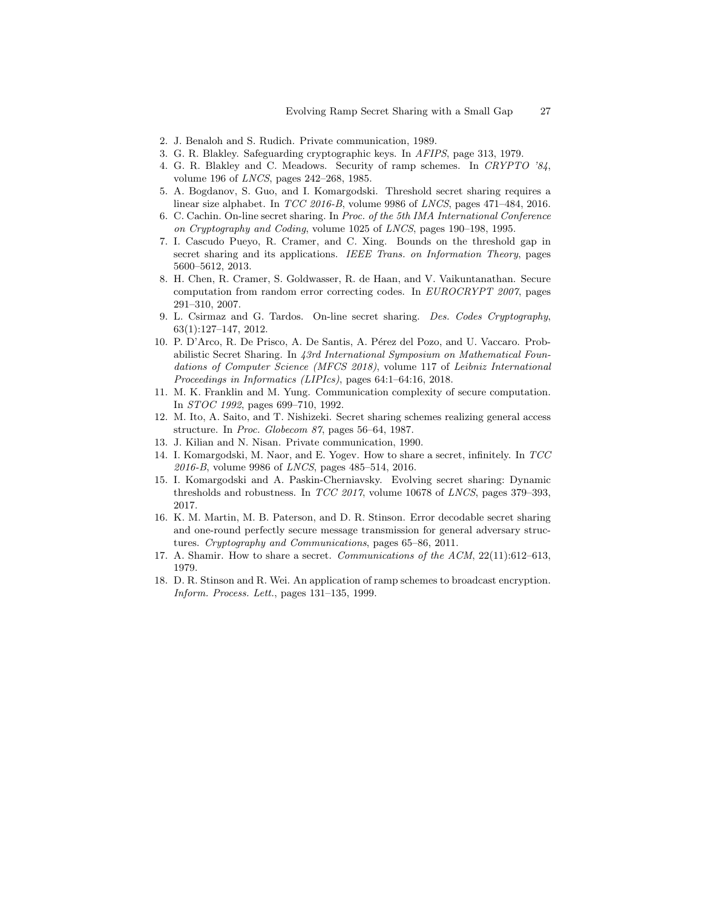2. J. Benaloh and S. Rudich. Private communication, 1989.
3. G. R. Blakley. Safeguarding cryptographic keys. In *AFIPS*, page 313, 1979.
4. G. R. Blakley and C. Meadows. Security of ramp schemes. In *CRYPTO '84*, volume 196 of *LNCS*, pages 242–268, 1985.
5. A. Bogdanov, S. Guo, and I. Komargodski. Threshold secret sharing requires a linear size alphabet. In *TCC 2016-B*, volume 9986 of *LNCS*, pages 471–484, 2016.
6. C. Cachin. On-line secret sharing. In *Proc. of the 5th IMA International Conference on Cryptography and Coding*, volume 1025 of *LNCS*, pages 190–198, 1995.
7. I. Cascudo Pueyo, R. Cramer, and C. Xing. Bounds on the threshold gap in secret sharing and its applications. *IEEE Trans. on Information Theory*, pages 5600–5612, 2013.
8. H. Chen, R. Cramer, S. Goldwasser, R. de Haan, and V. Vaikuntanathan. Secure computation from random error correcting codes. In *EUROCRYPT 2007*, pages 291–310, 2007.
9. L. Csirmaz and G. Tardos. On-line secret sharing. *Des. Codes Cryptography*, 63(1):127–147, 2012.
10. P. D'Arco, R. De Prisco, A. De Santis, A. Pérez del Pozo, and U. Vaccaro. Probabilistic Secret Sharing. In *43rd International Symposium on Mathematical Foundations of Computer Science (MFCS 2018)*, volume 117 of *Leibniz International Proceedings in Informatics (LIPIcs)*, pages 64:1–64:16, 2018.
11. M. K. Franklin and M. Yung. Communication complexity of secure computation. In *STOC 1992*, pages 699–710, 1992.
12. M. Ito, A. Saito, and T. Nishizeki. Secret sharing schemes realizing general access structure. In *Proc. Globecom 87*, pages 56–64, 1987.
13. J. Kilian and N. Nisan. Private communication, 1990.
14. I. Komargodski, M. Naor, and E. Yogev. How to share a secret, infinitely. In *TCC 2016-B*, volume 9986 of *LNCS*, pages 485–514, 2016.
15. I. Komargodski and A. Paskin-Cherniavsky. Evolving secret sharing: Dynamic thresholds and robustness. In *TCC 2017*, volume 10678 of *LNCS*, pages 379–393, 2017.
16. K. M. Martin, M. B. Paterson, and D. R. Stinson. Error decodable secret sharing and one-round perfectly secure message transmission for general adversary structures. *Cryptography and Communications*, pages 65–86, 2011.
17. A. Shamir. How to share a secret. *Communications of the ACM*, 22(11):612–613, 1979.
18. D. R. Stinson and R. Wei. An application of ramp schemes to broadcast encryption. *Inform. Process. Lett.*, pages 131–135, 1999.